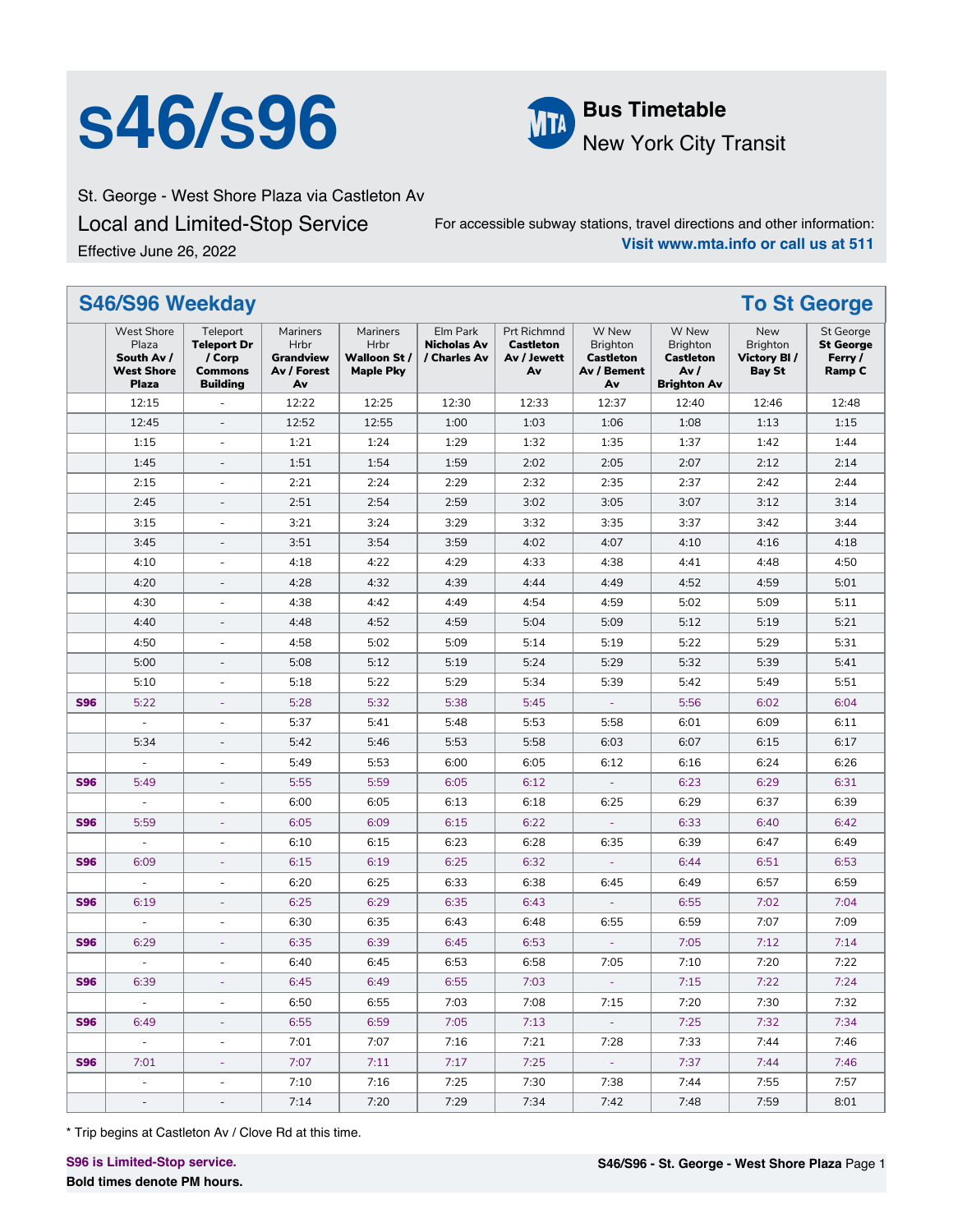# s46/s96

**Bus Timetable**
New York City Transit

St. George - West Shore Plaza via Castleton Av

Local and Limited-Stop Service

Effective June 26, 2022

For accessible subway stations, travel directions and other information:
**Visit www.mta.info or call us at 511**

## S46/S96 Weekday — To St George

| | West Shore Plaza **South Av / West Shore Plaza** | Teleport **Teleport Dr / Corp Commons Building** | Mariners Hrbr **Grandview Av / Forest Av** | Mariners Hrbr **Walloon St / Maple Pky** | Elm Park **Nicholas Av / Charles Av** | Prt Richmnd **Castleton Av / Jewett Av** | W New Brighton **Castleton Av / Bement Av** | W New Brighton **Castleton Av / Brighton Av** | New Brighton **Victory Bl / Bay St** | St George **St George Ferry / Ramp C** |
|---|---|---|---|---|---|---|---|---|---|---|
| | 12:15 | - | 12:22 | 12:25 | 12:30 | 12:33 | 12:37 | 12:40 | 12:46 | 12:48 |
| | 12:45 | - | 12:52 | 12:55 | 1:00 | 1:03 | 1:06 | 1:08 | 1:13 | 1:15 |
| | 1:15 | - | 1:21 | 1:24 | 1:29 | 1:32 | 1:35 | 1:37 | 1:42 | 1:44 |
| | 1:45 | - | 1:51 | 1:54 | 1:59 | 2:02 | 2:05 | 2:07 | 2:12 | 2:14 |
| | 2:15 | - | 2:21 | 2:24 | 2:29 | 2:32 | 2:35 | 2:37 | 2:42 | 2:44 |
| | 2:45 | - | 2:51 | 2:54 | 2:59 | 3:02 | 3:05 | 3:07 | 3:12 | 3:14 |
| | 3:15 | - | 3:21 | 3:24 | 3:29 | 3:32 | 3:35 | 3:37 | 3:42 | 3:44 |
| | 3:45 | - | 3:51 | 3:54 | 3:59 | 4:02 | 4:07 | 4:10 | 4:16 | 4:18 |
| | 4:10 | - | 4:18 | 4:22 | 4:29 | 4:33 | 4:38 | 4:41 | 4:48 | 4:50 |
| | 4:20 | - | 4:28 | 4:32 | 4:39 | 4:44 | 4:49 | 4:52 | 4:59 | 5:01 |
| | 4:30 | - | 4:38 | 4:42 | 4:49 | 4:54 | 4:59 | 5:02 | 5:09 | 5:11 |
| | 4:40 | - | 4:48 | 4:52 | 4:59 | 5:04 | 5:09 | 5:12 | 5:19 | 5:21 |
| | 4:50 | - | 4:58 | 5:02 | 5:09 | 5:14 | 5:19 | 5:22 | 5:29 | 5:31 |
| | 5:00 | - | 5:08 | 5:12 | 5:19 | 5:24 | 5:29 | 5:32 | 5:39 | 5:41 |
| | 5:10 | - | 5:18 | 5:22 | 5:29 | 5:34 | 5:39 | 5:42 | 5:49 | 5:51 |
| **S96** | 5:22 | - | 5:28 | 5:32 | 5:38 | 5:45 | - | 5:56 | 6:02 | 6:04 |
| | - | - | 5:37 | 5:41 | 5:48 | 5:53 | 5:58 | 6:01 | 6:09 | 6:11 |
| | 5:34 | - | 5:42 | 5:46 | 5:53 | 5:58 | 6:03 | 6:07 | 6:15 | 6:17 |
| | - | - | 5:49 | 5:53 | 6:00 | 6:05 | 6:12 | 6:16 | 6:24 | 6:26 |
| **S96** | 5:49 | - | 5:55 | 5:59 | 6:05 | 6:12 | - | 6:23 | 6:29 | 6:31 |
| | - | - | 6:00 | 6:05 | 6:13 | 6:18 | 6:25 | 6:29 | 6:37 | 6:39 |
| **S96** | 5:59 | - | 6:05 | 6:09 | 6:15 | 6:22 | - | 6:33 | 6:40 | 6:42 |
| | - | - | 6:10 | 6:15 | 6:23 | 6:28 | 6:35 | 6:39 | 6:47 | 6:49 |
| **S96** | 6:09 | - | 6:15 | 6:19 | 6:25 | 6:32 | - | 6:44 | 6:51 | 6:53 |
| | - | - | 6:20 | 6:25 | 6:33 | 6:38 | 6:45 | 6:49 | 6:57 | 6:59 |
| **S96** | 6:19 | - | 6:25 | 6:29 | 6:35 | 6:43 | - | 6:55 | 7:02 | 7:04 |
| | - | - | 6:30 | 6:35 | 6:43 | 6:48 | 6:55 | 6:59 | 7:07 | 7:09 |
| **S96** | 6:29 | - | 6:35 | 6:39 | 6:45 | 6:53 | - | 7:05 | 7:12 | 7:14 |
| | - | - | 6:40 | 6:45 | 6:53 | 6:58 | 7:05 | 7:10 | 7:20 | 7:22 |
| **S96** | 6:39 | - | 6:45 | 6:49 | 6:55 | 7:03 | - | 7:15 | 7:22 | 7:24 |
| | - | - | 6:50 | 6:55 | 7:03 | 7:08 | 7:15 | 7:20 | 7:30 | 7:32 |
| **S96** | 6:49 | - | 6:55 | 6:59 | 7:05 | 7:13 | - | 7:25 | 7:32 | 7:34 |
| | - | - | 7:01 | 7:07 | 7:16 | 7:21 | 7:28 | 7:33 | 7:44 | 7:46 |
| **S96** | 7:01 | - | 7:07 | 7:11 | 7:17 | 7:25 | - | 7:37 | 7:44 | 7:46 |
| | - | - | 7:10 | 7:16 | 7:25 | 7:30 | 7:38 | 7:44 | 7:55 | 7:57 |
| | - | - | 7:14 | 7:20 | 7:29 | 7:34 | 7:42 | 7:48 | 7:59 | 8:01 |

\* Trip begins at Castleton Av / Clove Rd at this time.

**S96 is Limited-Stop service.**
**Bold times denote PM hours.**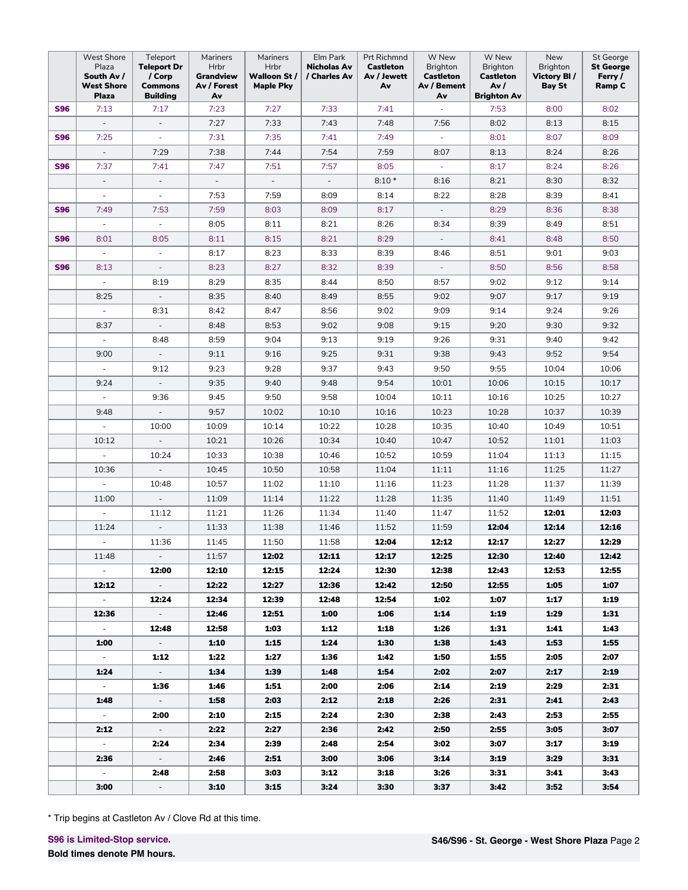| | West Shore Plaza **South Av / West Shore Plaza** | Teleport **Teleport Dr / Corp Commons Building** | Mariners Hrbr **Grandview Av / Forest Av** | Mariners Hrbr **Walloon St / Maple Pky** | Elm Park **Nicholas Av / Charles Av** | Prt Richmnd **Castleton Av / Jewett Av** | W New Brighton **Castleton Av / Bement Av** | W New Brighton **Castleton Av / Brighton Av** | New Brighton **Victory Bl / Bay St** | St George **St George Ferry / Ramp C** |
|---|---|---|---|---|---|---|---|---|---|---|
| **S96** | 7:13 | 7:17 | 7:23 | 7:27 | 7:33 | 7:41 | - | 7:53 | 8:00 | 8:02 |
| | - | - | 7:27 | 7:33 | 7:43 | 7:48 | 7:56 | 8:02 | 8:13 | 8:15 |
| **S96** | 7:25 | - | 7:31 | 7:35 | 7:41 | 7:49 | - | 8:01 | 8:07 | 8:09 |
| | - | 7:29 | 7:38 | 7:44 | 7:54 | 7:59 | 8:07 | 8:13 | 8:24 | 8:26 |
| **S96** | 7:37 | 7:41 | 7:47 | 7:51 | 7:57 | 8:05 | - | 8:17 | 8:24 | 8:26 |
| | - | - | - | - | - | 8:10 * | 8:16 | 8:21 | 8:30 | 8:32 |
| | - | - | 7:53 | 7:59 | 8:09 | 8:14 | 8:22 | 8:28 | 8:39 | 8:41 |
| **S96** | 7:49 | 7:53 | 7:59 | 8:03 | 8:09 | 8:17 | - | 8:29 | 8:36 | 8:38 |
| | - | - | 8:05 | 8:11 | 8:21 | 8:26 | 8:34 | 8:39 | 8:49 | 8:51 |
| **S96** | 8:01 | 8:05 | 8:11 | 8:15 | 8:21 | 8:29 | - | 8:41 | 8:48 | 8:50 |
| | - | - | 8:17 | 8:23 | 8:33 | 8:39 | 8:46 | 8:51 | 9:01 | 9:03 |
| **S96** | 8:13 | - | 8:23 | 8:27 | 8:32 | 8:39 | - | 8:50 | 8:56 | 8:58 |
| | - | 8:19 | 8:29 | 8:35 | 8:44 | 8:50 | 8:57 | 9:02 | 9:12 | 9:14 |
| | 8:25 | - | 8:35 | 8:40 | 8:49 | 8:55 | 9:02 | 9:07 | 9:17 | 9:19 |
| | - | 8:31 | 8:42 | 8:47 | 8:56 | 9:02 | 9:09 | 9:14 | 9:24 | 9:26 |
| | 8:37 | - | 8:48 | 8:53 | 9:02 | 9:08 | 9:15 | 9:20 | 9:30 | 9:32 |
| | - | 8:48 | 8:59 | 9:04 | 9:13 | 9:19 | 9:26 | 9:31 | 9:40 | 9:42 |
| | 9:00 | - | 9:11 | 9:16 | 9:25 | 9:31 | 9:38 | 9:43 | 9:52 | 9:54 |
| | - | 9:12 | 9:23 | 9:28 | 9:37 | 9:43 | 9:50 | 9:55 | 10:04 | 10:06 |
| | 9:24 | - | 9:35 | 9:40 | 9:48 | 9:54 | 10:01 | 10:06 | 10:15 | 10:17 |
| | - | 9:36 | 9:45 | 9:50 | 9:58 | 10:04 | 10:11 | 10:16 | 10:25 | 10:27 |
| | 9:48 | - | 9:57 | 10:02 | 10:10 | 10:16 | 10:23 | 10:28 | 10:37 | 10:39 |
| | - | 10:00 | 10:09 | 10:14 | 10:22 | 10:28 | 10:35 | 10:40 | 10:49 | 10:51 |
| | 10:12 | - | 10:21 | 10:26 | 10:34 | 10:40 | 10:47 | 10:52 | 11:01 | 11:03 |
| | - | 10:24 | 10:33 | 10:38 | 10:46 | 10:52 | 10:59 | 11:04 | 11:13 | 11:15 |
| | 10:36 | - | 10:45 | 10:50 | 10:58 | 11:04 | 11:11 | 11:16 | 11:25 | 11:27 |
| | - | 10:48 | 10:57 | 11:02 | 11:10 | 11:16 | 11:23 | 11:28 | 11:37 | 11:39 |
| | 11:00 | - | 11:09 | 11:14 | 11:22 | 11:28 | 11:35 | 11:40 | 11:49 | 11:51 |
| | - | 11:12 | 11:21 | 11:26 | 11:34 | 11:40 | 11:47 | 11:52 | **12:01** | **12:03** |
| | 11:24 | - | 11:33 | 11:38 | 11:46 | 11:52 | 11:59 | **12:04** | **12:14** | **12:16** |
| | - | 11:36 | 11:45 | 11:50 | 11:58 | **12:04** | **12:12** | **12:17** | **12:27** | **12:29** |
| | 11:48 | - | 11:57 | **12:02** | **12:11** | **12:17** | **12:25** | **12:30** | **12:40** | **12:42** |
| | - | **12:00** | **12:10** | **12:15** | **12:24** | **12:30** | **12:38** | **12:43** | **12:53** | **12:55** |
| | **12:12** | - | **12:22** | **12:27** | **12:36** | **12:42** | **12:50** | **12:55** | **1:05** | **1:07** |
| | - | **12:24** | **12:34** | **12:39** | **12:48** | **12:54** | **1:02** | **1:07** | **1:17** | **1:19** |
| | **12:36** | - | **12:46** | **12:51** | **1:00** | **1:06** | **1:14** | **1:19** | **1:29** | **1:31** |
| | - | **12:48** | **12:58** | **1:03** | **1:12** | **1:18** | **1:26** | **1:31** | **1:41** | **1:43** |
| | **1:00** | - | **1:10** | **1:15** | **1:24** | **1:30** | **1:38** | **1:43** | **1:53** | **1:55** |
| | - | **1:12** | **1:22** | **1:27** | **1:36** | **1:42** | **1:50** | **1:55** | **2:05** | **2:07** |
| | **1:24** | - | **1:34** | **1:39** | **1:48** | **1:54** | **2:02** | **2:07** | **2:17** | **2:19** |
| | - | **1:36** | **1:46** | **1:51** | **2:00** | **2:06** | **2:14** | **2:19** | **2:29** | **2:31** |
| | **1:48** | - | **1:58** | **2:03** | **2:12** | **2:18** | **2:26** | **2:31** | **2:41** | **2:43** |
| | - | **2:00** | **2:10** | **2:15** | **2:24** | **2:30** | **2:38** | **2:43** | **2:53** | **2:55** |
| | **2:12** | - | **2:22** | **2:27** | **2:36** | **2:42** | **2:50** | **2:55** | **3:05** | **3:07** |
| | - | **2:24** | **2:34** | **2:39** | **2:48** | **2:54** | **3:02** | **3:07** | **3:17** | **3:19** |
| | **2:36** | - | **2:46** | **2:51** | **3:00** | **3:06** | **3:14** | **3:19** | **3:29** | **3:31** |
| | - | **2:48** | **2:58** | **3:03** | **3:12** | **3:18** | **3:26** | **3:31** | **3:41** | **3:43** |
| | **3:00** | - | **3:10** | **3:15** | **3:24** | **3:30** | **3:37** | **3:42** | **3:52** | **3:54** |

* Trip begins at Castleton Av / Clove Rd at this time.

**S96 is Limited-Stop service.**

**Bold times denote PM hours.**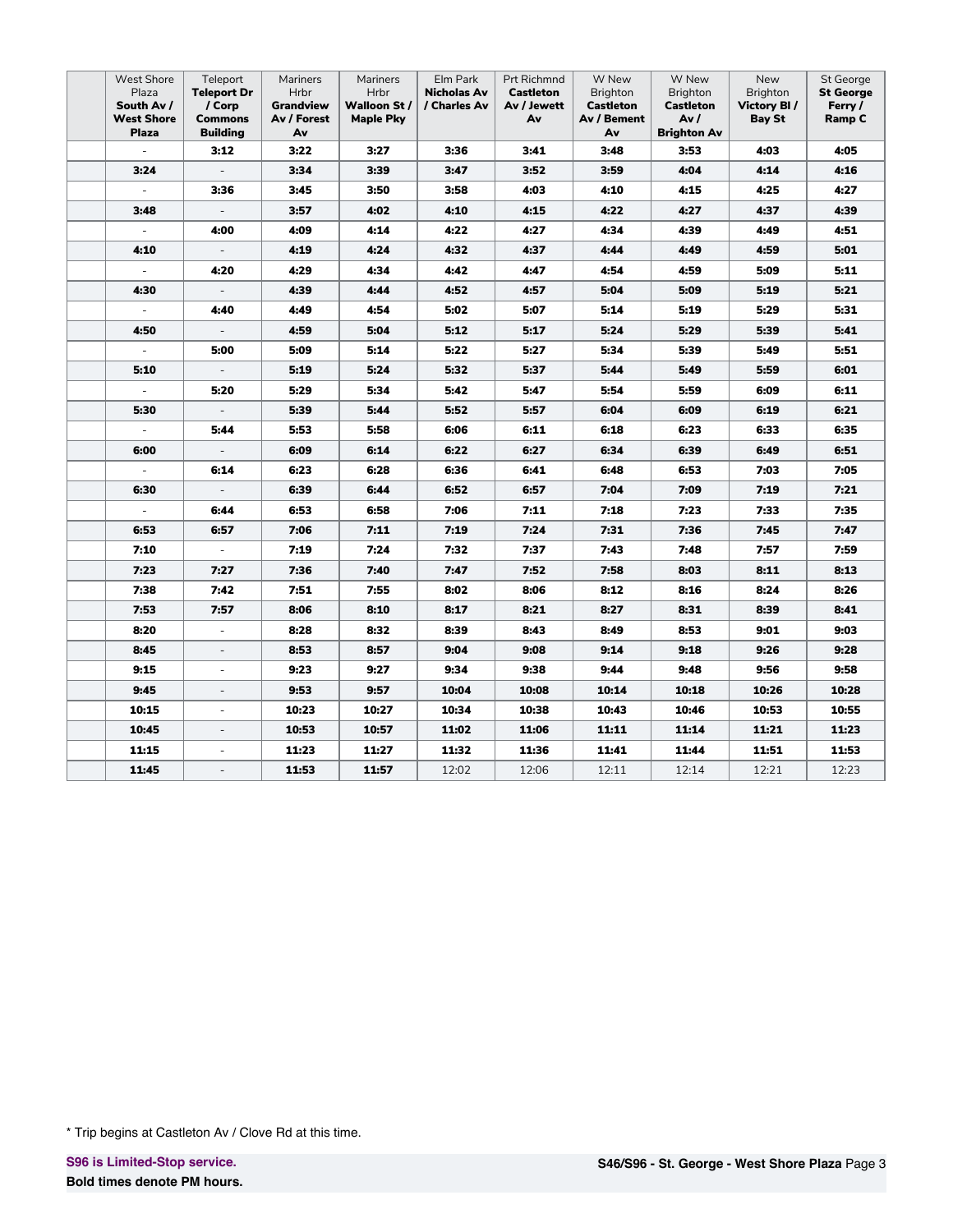| | West Shore Plaza **South Av / West Shore Plaza** | Teleport **Teleport Dr / Corp Commons Building** | Mariners Hrbr **Grandview Av / Forest Av** | Mariners Hrbr **Walloon St / Maple Pky** | Elm Park **Nicholas Av / Charles Av** | Prt Richmnd **Castleton Av / Jewett Av** | W New Brighton **Castleton Av / Bement Av** | W New Brighton **Castleton Av / Brighton Av** | New Brighton **Victory Bl / Bay St** | St George **St George Ferry / Ramp C** |
|---|---|---|---|---|---|---|---|---|---|---|
| | - | **3:12** | **3:22** | **3:27** | **3:36** | **3:41** | **3:48** | **3:53** | **4:03** | **4:05** |
| | **3:24** | - | **3:34** | **3:39** | **3:47** | **3:52** | **3:59** | **4:04** | **4:14** | **4:16** |
| | - | **3:36** | **3:45** | **3:50** | **3:58** | **4:03** | **4:10** | **4:15** | **4:25** | **4:27** |
| | **3:48** | - | **3:57** | **4:02** | **4:10** | **4:15** | **4:22** | **4:27** | **4:37** | **4:39** |
| | - | **4:00** | **4:09** | **4:14** | **4:22** | **4:27** | **4:34** | **4:39** | **4:49** | **4:51** |
| | **4:10** | - | **4:19** | **4:24** | **4:32** | **4:37** | **4:44** | **4:49** | **4:59** | **5:01** |
| | - | **4:20** | **4:29** | **4:34** | **4:42** | **4:47** | **4:54** | **4:59** | **5:09** | **5:11** |
| | **4:30** | - | **4:39** | **4:44** | **4:52** | **4:57** | **5:04** | **5:09** | **5:19** | **5:21** |
| | - | **4:40** | **4:49** | **4:54** | **5:02** | **5:07** | **5:14** | **5:19** | **5:29** | **5:31** |
| | **4:50** | - | **4:59** | **5:04** | **5:12** | **5:17** | **5:24** | **5:29** | **5:39** | **5:41** |
| | - | **5:00** | **5:09** | **5:14** | **5:22** | **5:27** | **5:34** | **5:39** | **5:49** | **5:51** |
| | **5:10** | - | **5:19** | **5:24** | **5:32** | **5:37** | **5:44** | **5:49** | **5:59** | **6:01** |
| | - | **5:20** | **5:29** | **5:34** | **5:42** | **5:47** | **5:54** | **5:59** | **6:09** | **6:11** |
| | **5:30** | - | **5:39** | **5:44** | **5:52** | **5:57** | **6:04** | **6:09** | **6:19** | **6:21** |
| | - | **5:44** | **5:53** | **5:58** | **6:06** | **6:11** | **6:18** | **6:23** | **6:33** | **6:35** |
| | **6:00** | - | **6:09** | **6:14** | **6:22** | **6:27** | **6:34** | **6:39** | **6:49** | **6:51** |
| | - | **6:14** | **6:23** | **6:28** | **6:36** | **6:41** | **6:48** | **6:53** | **7:03** | **7:05** |
| | **6:30** | - | **6:39** | **6:44** | **6:52** | **6:57** | **7:04** | **7:09** | **7:19** | **7:21** |
| | - | **6:44** | **6:53** | **6:58** | **7:06** | **7:11** | **7:18** | **7:23** | **7:33** | **7:35** |
| | **6:53** | **6:57** | **7:06** | **7:11** | **7:19** | **7:24** | **7:31** | **7:36** | **7:45** | **7:47** |
| | **7:10** | - | **7:19** | **7:24** | **7:32** | **7:37** | **7:43** | **7:48** | **7:57** | **7:59** |
| | **7:23** | **7:27** | **7:36** | **7:40** | **7:47** | **7:52** | **7:58** | **8:03** | **8:11** | **8:13** |
| | **7:38** | **7:42** | **7:51** | **7:55** | **8:02** | **8:06** | **8:12** | **8:16** | **8:24** | **8:26** |
| | **7:53** | **7:57** | **8:06** | **8:10** | **8:17** | **8:21** | **8:27** | **8:31** | **8:39** | **8:41** |
| | **8:20** | - | **8:28** | **8:32** | **8:39** | **8:43** | **8:49** | **8:53** | **9:01** | **9:03** |
| | **8:45** | - | **8:53** | **8:57** | **9:04** | **9:08** | **9:14** | **9:18** | **9:26** | **9:28** |
| | **9:15** | - | **9:23** | **9:27** | **9:34** | **9:38** | **9:44** | **9:48** | **9:56** | **9:58** |
| | **9:45** | - | **9:53** | **9:57** | **10:04** | **10:08** | **10:14** | **10:18** | **10:26** | **10:28** |
| | **10:15** | - | **10:23** | **10:27** | **10:34** | **10:38** | **10:43** | **10:46** | **10:53** | **10:55** |
| | **10:45** | - | **10:53** | **10:57** | **11:02** | **11:06** | **11:11** | **11:14** | **11:21** | **11:23** |
| | **11:15** | - | **11:23** | **11:27** | **11:32** | **11:36** | **11:41** | **11:44** | **11:51** | **11:53** |
| | **11:45** | - | **11:53** | **11:57** | 12:02 | 12:06 | 12:11 | 12:14 | 12:21 | 12:23 |

* Trip begins at Castleton Av / Clove Rd at this time.

**S96 is Limited-Stop service.**

**Bold times denote PM hours.**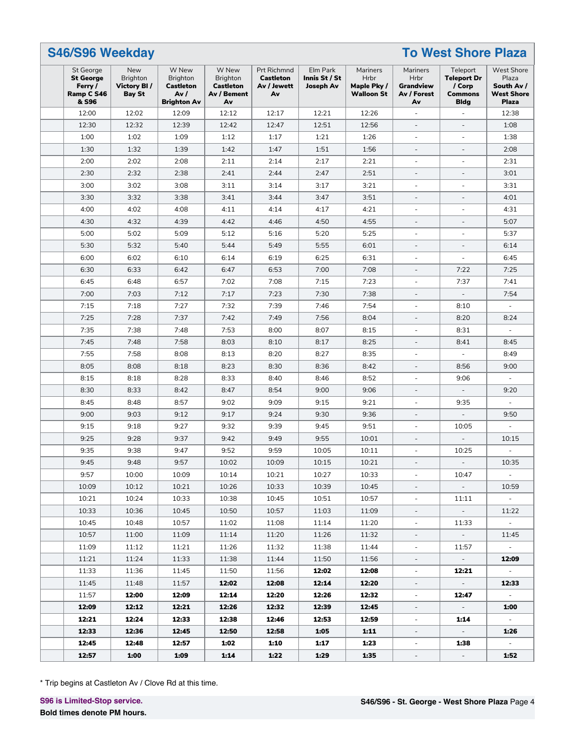## S46/S96 Weekday

## To West Shore Plaza

| | St George **St George Ferry / Ramp C S46 & S96** | New Brighton **Victory Bl / Bay St** | W New Brighton **Castleton Av / Brighton Av** | W New Brighton **Castleton Av / Bement Av** | Prt Richmnd **Castleton Av / Jewett Av** | Elm Park **Innis St / St Joseph Av** | Mariners Hrbr **Maple Pky / Walloon St** | Mariners Hrbr **Grandview Av / Forest Av** | Teleport **Teleport Dr / Corp Commons Bldg** | West Shore Plaza **South Av / West Shore Plaza** |
|---|---|---|---|---|---|---|---|---|---|---|
| | 12:00 | 12:02 | 12:09 | 12:12 | 12:17 | 12:21 | 12:26 | - | - | 12:38 |
| | 12:30 | 12:32 | 12:39 | 12:42 | 12:47 | 12:51 | 12:56 | - | - | 1:08 |
| | 1:00 | 1:02 | 1:09 | 1:12 | 1:17 | 1:21 | 1:26 | - | - | 1:38 |
| | 1:30 | 1:32 | 1:39 | 1:42 | 1:47 | 1:51 | 1:56 | - | - | 2:08 |
| | 2:00 | 2:02 | 2:08 | 2:11 | 2:14 | 2:17 | 2:21 | - | - | 2:31 |
| | 2:30 | 2:32 | 2:38 | 2:41 | 2:44 | 2:47 | 2:51 | - | - | 3:01 |
| | 3:00 | 3:02 | 3:08 | 3:11 | 3:14 | 3:17 | 3:21 | - | - | 3:31 |
| | 3:30 | 3:32 | 3:38 | 3:41 | 3:44 | 3:47 | 3:51 | - | - | 4:01 |
| | 4:00 | 4:02 | 4:08 | 4:11 | 4:14 | 4:17 | 4:21 | - | - | 4:31 |
| | 4:30 | 4:32 | 4:39 | 4:42 | 4:46 | 4:50 | 4:55 | - | - | 5:07 |
| | 5:00 | 5:02 | 5:09 | 5:12 | 5:16 | 5:20 | 5:25 | - | - | 5:37 |
| | 5:30 | 5:32 | 5:40 | 5:44 | 5:49 | 5:55 | 6:01 | - | - | 6:14 |
| | 6:00 | 6:02 | 6:10 | 6:14 | 6:19 | 6:25 | 6:31 | - | - | 6:45 |
| | 6:30 | 6:33 | 6:42 | 6:47 | 6:53 | 7:00 | 7:08 | - | 7:22 | 7:25 |
| | 6:45 | 6:48 | 6:57 | 7:02 | 7:08 | 7:15 | 7:23 | - | 7:37 | 7:41 |
| | 7:00 | 7:03 | 7:12 | 7:17 | 7:23 | 7:30 | 7:38 | - | - | 7:54 |
| | 7:15 | 7:18 | 7:27 | 7:32 | 7:39 | 7:46 | 7:54 | - | 8:10 | - |
| | 7:25 | 7:28 | 7:37 | 7:42 | 7:49 | 7:56 | 8:04 | - | 8:20 | 8:24 |
| | 7:35 | 7:38 | 7:48 | 7:53 | 8:00 | 8:07 | 8:15 | - | 8:31 | - |
| | 7:45 | 7:48 | 7:58 | 8:03 | 8:10 | 8:17 | 8:25 | - | 8:41 | 8:45 |
| | 7:55 | 7:58 | 8:08 | 8:13 | 8:20 | 8:27 | 8:35 | - | - | 8:49 |
| | 8:05 | 8:08 | 8:18 | 8:23 | 8:30 | 8:36 | 8:42 | - | 8:56 | 9:00 |
| | 8:15 | 8:18 | 8:28 | 8:33 | 8:40 | 8:46 | 8:52 | - | 9:06 | - |
| | 8:30 | 8:33 | 8:42 | 8:47 | 8:54 | 9:00 | 9:06 | - | - | 9:20 |
| | 8:45 | 8:48 | 8:57 | 9:02 | 9:09 | 9:15 | 9:21 | - | 9:35 | - |
| | 9:00 | 9:03 | 9:12 | 9:17 | 9:24 | 9:30 | 9:36 | - | - | 9:50 |
| | 9:15 | 9:18 | 9:27 | 9:32 | 9:39 | 9:45 | 9:51 | - | 10:05 | - |
| | 9:25 | 9:28 | 9:37 | 9:42 | 9:49 | 9:55 | 10:01 | - | - | 10:15 |
| | 9:35 | 9:38 | 9:47 | 9:52 | 9:59 | 10:05 | 10:11 | - | 10:25 | - |
| | 9:45 | 9:48 | 9:57 | 10:02 | 10:09 | 10:15 | 10:21 | - | - | 10:35 |
| | 9:57 | 10:00 | 10:09 | 10:14 | 10:21 | 10:27 | 10:33 | - | 10:47 | - |
| | 10:09 | 10:12 | 10:21 | 10:26 | 10:33 | 10:39 | 10:45 | - | - | 10:59 |
| | 10:21 | 10:24 | 10:33 | 10:38 | 10:45 | 10:51 | 10:57 | - | 11:11 | - |
| | 10:33 | 10:36 | 10:45 | 10:50 | 10:57 | 11:03 | 11:09 | - | - | 11:22 |
| | 10:45 | 10:48 | 10:57 | 11:02 | 11:08 | 11:14 | 11:20 | - | 11:33 | - |
| | 10:57 | 11:00 | 11:09 | 11:14 | 11:20 | 11:26 | 11:32 | - | - | 11:45 |
| | 11:09 | 11:12 | 11:21 | 11:26 | 11:32 | 11:38 | 11:44 | - | 11:57 | - |
| | 11:21 | 11:24 | 11:33 | 11:38 | 11:44 | 11:50 | 11:56 | - | - | **12:09** |
| | 11:33 | 11:36 | 11:45 | 11:50 | 11:56 | **12:02** | **12:08** | - | **12:21** | - |
| | 11:45 | 11:48 | 11:57 | **12:02** | **12:08** | **12:14** | **12:20** | - | - | **12:33** |
| | 11:57 | **12:00** | **12:09** | **12:14** | **12:20** | **12:26** | **12:32** | - | **12:47** | - |
| | **12:09** | **12:12** | **12:21** | **12:26** | **12:32** | **12:39** | **12:45** | - | - | **1:00** |
| | **12:21** | **12:24** | **12:33** | **12:38** | **12:46** | **12:53** | **12:59** | - | **1:14** | - |
| | **12:33** | **12:36** | **12:45** | **12:50** | **12:58** | **1:05** | **1:11** | - | - | **1:26** |
| | **12:45** | **12:48** | **12:57** | **1:02** | **1:10** | **1:17** | **1:23** | - | **1:38** | - |
| | **12:57** | **1:00** | **1:09** | **1:14** | **1:22** | **1:29** | **1:35** | - | - | **1:52** |

* Trip begins at Castleton Av / Clove Rd at this time.

**S96 is Limited-Stop service.**

**Bold times denote PM hours.**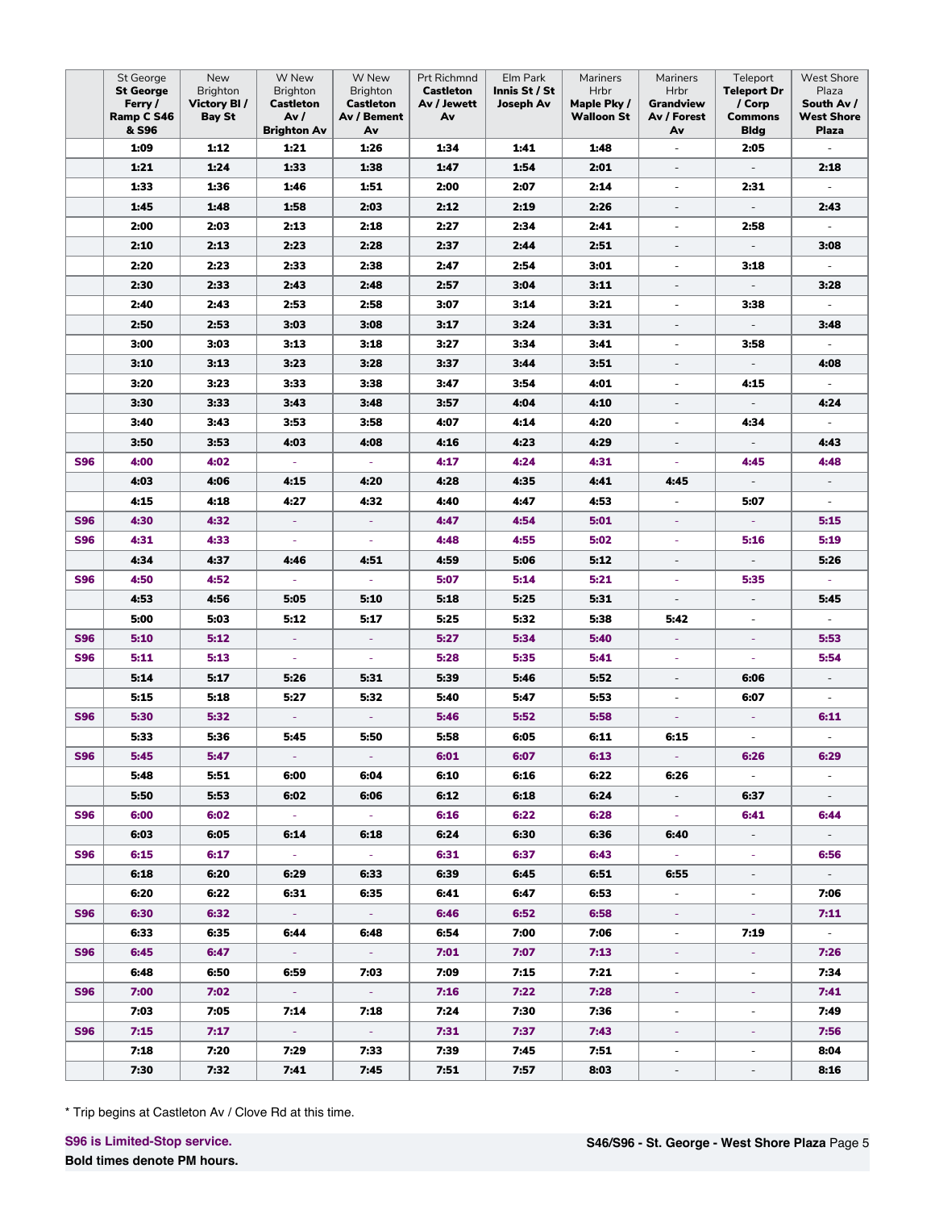| | St George **St George Ferry / Ramp C S46 & S96** | New Brighton **Victory Bl / Bay St** | W New Brighton **Castleton Av / Brighton Av** | W New Brighton **Castleton Av / Bement Av** | Prt Richmnd **Castleton Av / Jewett Av** | Elm Park **Innis St / St Joseph Av** | Mariners Hrbr **Maple Pky / Walloon St** | Mariners Hrbr **Grandview Av / Forest Av** | Teleport **Teleport Dr / Corp Commons Bldg** | West Shore Plaza **South Av / West Shore Plaza** |
|---|---|---|---|---|---|---|---|---|---|---|
| | **1:09** | **1:12** | **1:21** | **1:26** | **1:34** | **1:41** | **1:48** | - | **2:05** | - |
| | **1:21** | **1:24** | **1:33** | **1:38** | **1:47** | **1:54** | **2:01** | - | - | **2:18** |
| | **1:33** | **1:36** | **1:46** | **1:51** | **2:00** | **2:07** | **2:14** | - | **2:31** | - |
| | **1:45** | **1:48** | **1:58** | **2:03** | **2:12** | **2:19** | **2:26** | - | - | **2:43** |
| | **2:00** | **2:03** | **2:13** | **2:18** | **2:27** | **2:34** | **2:41** | - | **2:58** | - |
| | **2:10** | **2:13** | **2:23** | **2:28** | **2:37** | **2:44** | **2:51** | - | - | **3:08** |
| | **2:20** | **2:23** | **2:33** | **2:38** | **2:47** | **2:54** | **3:01** | - | **3:18** | - |
| | **2:30** | **2:33** | **2:43** | **2:48** | **2:57** | **3:04** | **3:11** | - | - | **3:28** |
| | **2:40** | **2:43** | **2:53** | **2:58** | **3:07** | **3:14** | **3:21** | - | **3:38** | - |
| | **2:50** | **2:53** | **3:03** | **3:08** | **3:17** | **3:24** | **3:31** | - | - | **3:48** |
| | **3:00** | **3:03** | **3:13** | **3:18** | **3:27** | **3:34** | **3:41** | - | **3:58** | - |
| | **3:10** | **3:13** | **3:23** | **3:28** | **3:37** | **3:44** | **3:51** | - | - | **4:08** |
| | **3:20** | **3:23** | **3:33** | **3:38** | **3:47** | **3:54** | **4:01** | - | **4:15** | - |
| | **3:30** | **3:33** | **3:43** | **3:48** | **3:57** | **4:04** | **4:10** | - | - | **4:24** |
| | **3:40** | **3:43** | **3:53** | **3:58** | **4:07** | **4:14** | **4:20** | - | **4:34** | - |
| | **3:50** | **3:53** | **4:03** | **4:08** | **4:16** | **4:23** | **4:29** | - | - | **4:43** |
| **S96** | **4:00** | **4:02** | - | - | **4:17** | **4:24** | **4:31** | - | **4:45** | **4:48** |
| | **4:03** | **4:06** | **4:15** | **4:20** | **4:28** | **4:35** | **4:41** | **4:45** | - | - |
| | **4:15** | **4:18** | **4:27** | **4:32** | **4:40** | **4:47** | **4:53** | - | **5:07** | - |
| **S96** | **4:30** | **4:32** | - | - | **4:47** | **4:54** | **5:01** | - | - | **5:15** |
| **S96** | **4:31** | **4:33** | - | - | **4:48** | **4:55** | **5:02** | - | **5:16** | **5:19** |
| | **4:34** | **4:37** | **4:46** | **4:51** | **4:59** | **5:06** | **5:12** | - | - | **5:26** |
| **S96** | **4:50** | **4:52** | - | - | **5:07** | **5:14** | **5:21** | - | **5:35** | - |
| | **4:53** | **4:56** | **5:05** | **5:10** | **5:18** | **5:25** | **5:31** | - | - | **5:45** |
| | **5:00** | **5:03** | **5:12** | **5:17** | **5:25** | **5:32** | **5:38** | **5:42** | - | - |
| **S96** | **5:10** | **5:12** | - | - | **5:27** | **5:34** | **5:40** | - | - | **5:53** |
| **S96** | **5:11** | **5:13** | - | - | **5:28** | **5:35** | **5:41** | - | - | **5:54** |
| | **5:14** | **5:17** | **5:26** | **5:31** | **5:39** | **5:46** | **5:52** | - | **6:06** | - |
| | **5:15** | **5:18** | **5:27** | **5:32** | **5:40** | **5:47** | **5:53** | - | **6:07** | - |
| **S96** | **5:30** | **5:32** | - | - | **5:46** | **5:52** | **5:58** | - | - | **6:11** |
| | **5:33** | **5:36** | **5:45** | **5:50** | **5:58** | **6:05** | **6:11** | **6:15** | - | - |
| **S96** | **5:45** | **5:47** | - | - | **6:01** | **6:07** | **6:13** | - | **6:26** | **6:29** |
| | **5:48** | **5:51** | **6:00** | **6:04** | **6:10** | **6:16** | **6:22** | **6:26** | - | - |
| | **5:50** | **5:53** | **6:02** | **6:06** | **6:12** | **6:18** | **6:24** | - | **6:37** | - |
| **S96** | **6:00** | **6:02** | - | - | **6:16** | **6:22** | **6:28** | - | **6:41** | **6:44** |
| | **6:03** | **6:05** | **6:14** | **6:18** | **6:24** | **6:30** | **6:36** | **6:40** | - | - |
| **S96** | **6:15** | **6:17** | - | - | **6:31** | **6:37** | **6:43** | - | - | **6:56** |
| | **6:18** | **6:20** | **6:29** | **6:33** | **6:39** | **6:45** | **6:51** | **6:55** | - | - |
| | **6:20** | **6:22** | **6:31** | **6:35** | **6:41** | **6:47** | **6:53** | - | - | **7:06** |
| **S96** | **6:30** | **6:32** | - | - | **6:46** | **6:52** | **6:58** | - | - | **7:11** |
| | **6:33** | **6:35** | **6:44** | **6:48** | **6:54** | **7:00** | **7:06** | - | **7:19** | - |
| **S96** | **6:45** | **6:47** | - | - | **7:01** | **7:07** | **7:13** | - | - | **7:26** |
| | **6:48** | **6:50** | **6:59** | **7:03** | **7:09** | **7:15** | **7:21** | - | - | **7:34** |
| **S96** | **7:00** | **7:02** | - | - | **7:16** | **7:22** | **7:28** | - | - | **7:41** |
| | **7:03** | **7:05** | **7:14** | **7:18** | **7:24** | **7:30** | **7:36** | - | - | **7:49** |
| **S96** | **7:15** | **7:17** | - | - | **7:31** | **7:37** | **7:43** | - | - | **7:56** |
| | **7:18** | **7:20** | **7:29** | **7:33** | **7:39** | **7:45** | **7:51** | - | - | **8:04** |
| | **7:30** | **7:32** | **7:41** | **7:45** | **7:51** | **7:57** | **8:03** | - | - | **8:16** |

* Trip begins at Castleton Av / Clove Rd at this time.

**S96 is Limited-Stop service.**

**Bold times denote PM hours.**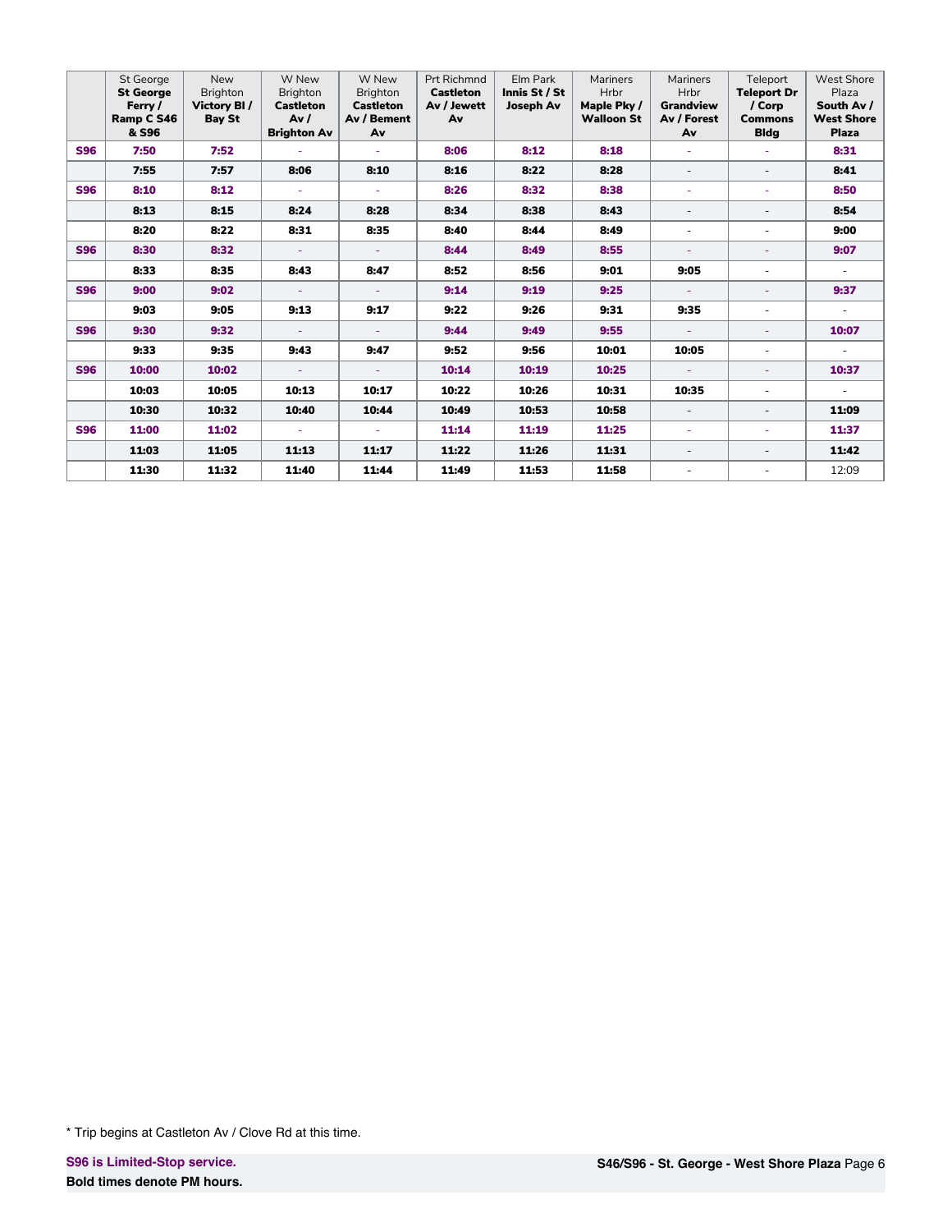| | St George **St George Ferry / Ramp C S46 & S96** | New Brighton **Victory Bl / Bay St** | W New Brighton **Castleton Av / Brighton Av** | W New Brighton **Castleton Av / Bement Av** | Prt Richmnd **Castleton Av / Jewett Av** | Elm Park **Innis St / St Joseph Av** | Mariners Hrbr **Maple Pky / Walloon St** | Mariners Hrbr **Grandview Av / Forest Av** | Teleport **Teleport Dr / Corp Commons Bldg** | West Shore Plaza **South Av / West Shore Plaza** |
|---|---|---|---|---|---|---|---|---|---|---|
| **S96** | **7:50** | **7:52** | - | - | **8:06** | **8:12** | **8:18** | - | - | **8:31** |
| | **7:55** | **7:57** | **8:06** | **8:10** | **8:16** | **8:22** | **8:28** | - | - | **8:41** |
| **S96** | **8:10** | **8:12** | - | - | **8:26** | **8:32** | **8:38** | - | - | **8:50** |
| | **8:13** | **8:15** | **8:24** | **8:28** | **8:34** | **8:38** | **8:43** | - | - | **8:54** |
| | **8:20** | **8:22** | **8:31** | **8:35** | **8:40** | **8:44** | **8:49** | - | - | **9:00** |
| **S96** | **8:30** | **8:32** | - | - | **8:44** | **8:49** | **8:55** | - | - | **9:07** |
| | **8:33** | **8:35** | **8:43** | **8:47** | **8:52** | **8:56** | **9:01** | **9:05** | - | - |
| **S96** | **9:00** | **9:02** | - | - | **9:14** | **9:19** | **9:25** | - | - | **9:37** |
| | **9:03** | **9:05** | **9:13** | **9:17** | **9:22** | **9:26** | **9:31** | **9:35** | - | - |
| **S96** | **9:30** | **9:32** | - | - | **9:44** | **9:49** | **9:55** | - | - | **10:07** |
| | **9:33** | **9:35** | **9:43** | **9:47** | **9:52** | **9:56** | **10:01** | **10:05** | - | - |
| **S96** | **10:00** | **10:02** | - | - | **10:14** | **10:19** | **10:25** | - | - | **10:37** |
| | **10:03** | **10:05** | **10:13** | **10:17** | **10:22** | **10:26** | **10:31** | **10:35** | - | - |
| | **10:30** | **10:32** | **10:40** | **10:44** | **10:49** | **10:53** | **10:58** | - | - | **11:09** |
| **S96** | **11:00** | **11:02** | - | - | **11:14** | **11:19** | **11:25** | - | - | **11:37** |
| | **11:03** | **11:05** | **11:13** | **11:17** | **11:22** | **11:26** | **11:31** | - | - | **11:42** |
| | **11:30** | **11:32** | **11:40** | **11:44** | **11:49** | **11:53** | **11:58** | - | - | 12:09 |

* Trip begins at Castleton Av / Clove Rd at this time.

**S96 is Limited-Stop service.**

**Bold times denote PM hours.**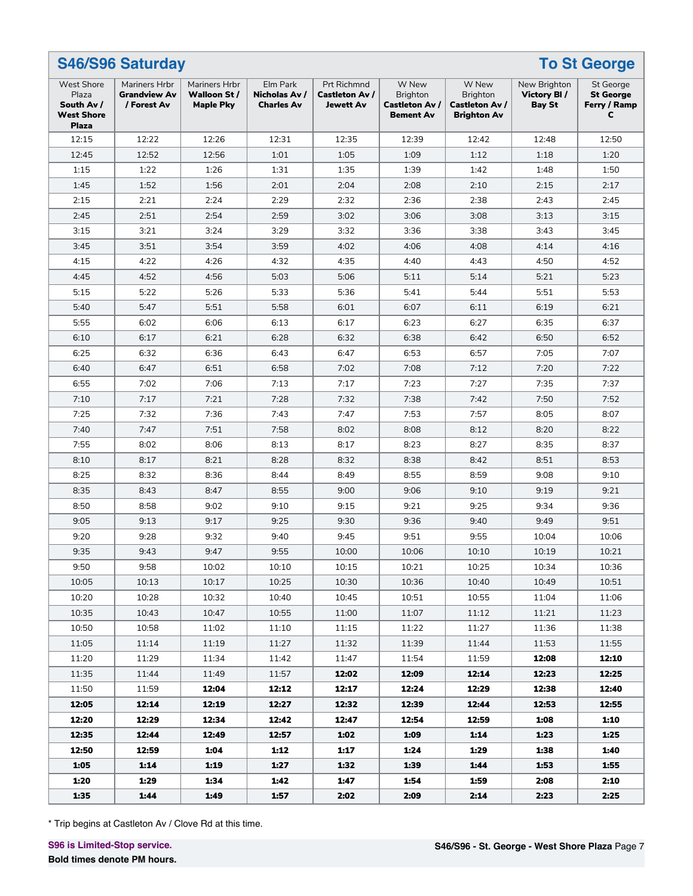## S46/S96 Saturday — To St George

| West Shore Plaza **South Av / West Shore Plaza** | Mariners Hrbr **Grandview Av / Forest Av** | Mariners Hrbr **Walloon St / Maple Pky** | Elm Park **Nicholas Av / Charles Av** | Prt Richmnd **Castleton Av / Jewett Av** | W New Brighton **Castleton Av / Bement Av** | W New Brighton **Castleton Av / Brighton Av** | New Brighton **Victory Bl / Bay St** | St George **St George Ferry / Ramp C** |
|---|---|---|---|---|---|---|---|---|
| 12:15 | 12:22 | 12:26 | 12:31 | 12:35 | 12:39 | 12:42 | 12:48 | 12:50 |
| 12:45 | 12:52 | 12:56 | 1:01 | 1:05 | 1:09 | 1:12 | 1:18 | 1:20 |
| 1:15 | 1:22 | 1:26 | 1:31 | 1:35 | 1:39 | 1:42 | 1:48 | 1:50 |
| 1:45 | 1:52 | 1:56 | 2:01 | 2:04 | 2:08 | 2:10 | 2:15 | 2:17 |
| 2:15 | 2:21 | 2:24 | 2:29 | 2:32 | 2:36 | 2:38 | 2:43 | 2:45 |
| 2:45 | 2:51 | 2:54 | 2:59 | 3:02 | 3:06 | 3:08 | 3:13 | 3:15 |
| 3:15 | 3:21 | 3:24 | 3:29 | 3:32 | 3:36 | 3:38 | 3:43 | 3:45 |
| 3:45 | 3:51 | 3:54 | 3:59 | 4:02 | 4:06 | 4:08 | 4:14 | 4:16 |
| 4:15 | 4:22 | 4:26 | 4:32 | 4:35 | 4:40 | 4:43 | 4:50 | 4:52 |
| 4:45 | 4:52 | 4:56 | 5:03 | 5:06 | 5:11 | 5:14 | 5:21 | 5:23 |
| 5:15 | 5:22 | 5:26 | 5:33 | 5:36 | 5:41 | 5:44 | 5:51 | 5:53 |
| 5:40 | 5:47 | 5:51 | 5:58 | 6:01 | 6:07 | 6:11 | 6:19 | 6:21 |
| 5:55 | 6:02 | 6:06 | 6:13 | 6:17 | 6:23 | 6:27 | 6:35 | 6:37 |
| 6:10 | 6:17 | 6:21 | 6:28 | 6:32 | 6:38 | 6:42 | 6:50 | 6:52 |
| 6:25 | 6:32 | 6:36 | 6:43 | 6:47 | 6:53 | 6:57 | 7:05 | 7:07 |
| 6:40 | 6:47 | 6:51 | 6:58 | 7:02 | 7:08 | 7:12 | 7:20 | 7:22 |
| 6:55 | 7:02 | 7:06 | 7:13 | 7:17 | 7:23 | 7:27 | 7:35 | 7:37 |
| 7:10 | 7:17 | 7:21 | 7:28 | 7:32 | 7:38 | 7:42 | 7:50 | 7:52 |
| 7:25 | 7:32 | 7:36 | 7:43 | 7:47 | 7:53 | 7:57 | 8:05 | 8:07 |
| 7:40 | 7:47 | 7:51 | 7:58 | 8:02 | 8:08 | 8:12 | 8:20 | 8:22 |
| 7:55 | 8:02 | 8:06 | 8:13 | 8:17 | 8:23 | 8:27 | 8:35 | 8:37 |
| 8:10 | 8:17 | 8:21 | 8:28 | 8:32 | 8:38 | 8:42 | 8:51 | 8:53 |
| 8:25 | 8:32 | 8:36 | 8:44 | 8:49 | 8:55 | 8:59 | 9:08 | 9:10 |
| 8:35 | 8:43 | 8:47 | 8:55 | 9:00 | 9:06 | 9:10 | 9:19 | 9:21 |
| 8:50 | 8:58 | 9:02 | 9:10 | 9:15 | 9:21 | 9:25 | 9:34 | 9:36 |
| 9:05 | 9:13 | 9:17 | 9:25 | 9:30 | 9:36 | 9:40 | 9:49 | 9:51 |
| 9:20 | 9:28 | 9:32 | 9:40 | 9:45 | 9:51 | 9:55 | 10:04 | 10:06 |
| 9:35 | 9:43 | 9:47 | 9:55 | 10:00 | 10:06 | 10:10 | 10:19 | 10:21 |
| 9:50 | 9:58 | 10:02 | 10:10 | 10:15 | 10:21 | 10:25 | 10:34 | 10:36 |
| 10:05 | 10:13 | 10:17 | 10:25 | 10:30 | 10:36 | 10:40 | 10:49 | 10:51 |
| 10:20 | 10:28 | 10:32 | 10:40 | 10:45 | 10:51 | 10:55 | 11:04 | 11:06 |
| 10:35 | 10:43 | 10:47 | 10:55 | 11:00 | 11:07 | 11:12 | 11:21 | 11:23 |
| 10:50 | 10:58 | 11:02 | 11:10 | 11:15 | 11:22 | 11:27 | 11:36 | 11:38 |
| 11:05 | 11:14 | 11:19 | 11:27 | 11:32 | 11:39 | 11:44 | 11:53 | 11:55 |
| 11:20 | 11:29 | 11:34 | 11:42 | 11:47 | 11:54 | 11:59 | **12:08** | **12:10** |
| 11:35 | 11:44 | 11:49 | 11:57 | **12:02** | **12:09** | **12:14** | **12:23** | **12:25** |
| 11:50 | 11:59 | **12:04** | **12:12** | **12:17** | **12:24** | **12:29** | **12:38** | **12:40** |
| **12:05** | **12:14** | **12:19** | **12:27** | **12:32** | **12:39** | **12:44** | **12:53** | **12:55** |
| **12:20** | **12:29** | **12:34** | **12:42** | **12:47** | **12:54** | **12:59** | **1:08** | **1:10** |
| **12:35** | **12:44** | **12:49** | **12:57** | **1:02** | **1:09** | **1:14** | **1:23** | **1:25** |
| **12:50** | **12:59** | **1:04** | **1:12** | **1:17** | **1:24** | **1:29** | **1:38** | **1:40** |
| **1:05** | **1:14** | **1:19** | **1:27** | **1:32** | **1:39** | **1:44** | **1:53** | **1:55** |
| **1:20** | **1:29** | **1:34** | **1:42** | **1:47** | **1:54** | **1:59** | **2:08** | **2:10** |
| **1:35** | **1:44** | **1:49** | **1:57** | **2:02** | **2:09** | **2:14** | **2:23** | **2:25** |

* Trip begins at Castleton Av / Clove Rd at this time.

**S96 is Limited-Stop service.**

**Bold times denote PM hours.**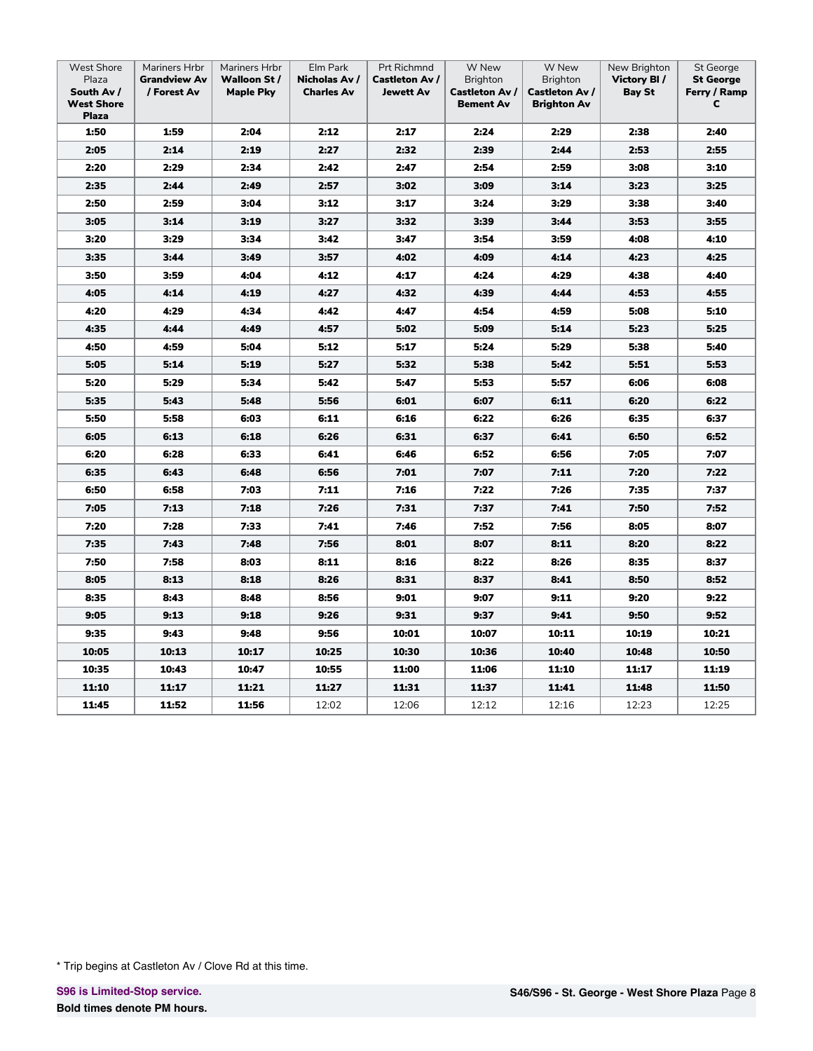| West Shore Plaza **South Av / West Shore Plaza** | Mariners Hrbr **Grandview Av / Forest Av** | Mariners Hrbr **Walloon St / Maple Pky** | Elm Park **Nicholas Av / Charles Av** | Prt Richmnd **Castleton Av / Jewett Av** | W New Brighton **Castleton Av / Bement Av** | W New Brighton **Castleton Av / Brighton Av** | New Brighton **Victory Bl / Bay St** | St George **St George Ferry / Ramp C** |
|---|---|---|---|---|---|---|---|---|
| **1:50** | **1:59** | **2:04** | **2:12** | **2:17** | **2:24** | **2:29** | **2:38** | **2:40** |
| **2:05** | **2:14** | **2:19** | **2:27** | **2:32** | **2:39** | **2:44** | **2:53** | **2:55** |
| **2:20** | **2:29** | **2:34** | **2:42** | **2:47** | **2:54** | **2:59** | **3:08** | **3:10** |
| **2:35** | **2:44** | **2:49** | **2:57** | **3:02** | **3:09** | **3:14** | **3:23** | **3:25** |
| **2:50** | **2:59** | **3:04** | **3:12** | **3:17** | **3:24** | **3:29** | **3:38** | **3:40** |
| **3:05** | **3:14** | **3:19** | **3:27** | **3:32** | **3:39** | **3:44** | **3:53** | **3:55** |
| **3:20** | **3:29** | **3:34** | **3:42** | **3:47** | **3:54** | **3:59** | **4:08** | **4:10** |
| **3:35** | **3:44** | **3:49** | **3:57** | **4:02** | **4:09** | **4:14** | **4:23** | **4:25** |
| **3:50** | **3:59** | **4:04** | **4:12** | **4:17** | **4:24** | **4:29** | **4:38** | **4:40** |
| **4:05** | **4:14** | **4:19** | **4:27** | **4:32** | **4:39** | **4:44** | **4:53** | **4:55** |
| **4:20** | **4:29** | **4:34** | **4:42** | **4:47** | **4:54** | **4:59** | **5:08** | **5:10** |
| **4:35** | **4:44** | **4:49** | **4:57** | **5:02** | **5:09** | **5:14** | **5:23** | **5:25** |
| **4:50** | **4:59** | **5:04** | **5:12** | **5:17** | **5:24** | **5:29** | **5:38** | **5:40** |
| **5:05** | **5:14** | **5:19** | **5:27** | **5:32** | **5:38** | **5:42** | **5:51** | **5:53** |
| **5:20** | **5:29** | **5:34** | **5:42** | **5:47** | **5:53** | **5:57** | **6:06** | **6:08** |
| **5:35** | **5:43** | **5:48** | **5:56** | **6:01** | **6:07** | **6:11** | **6:20** | **6:22** |
| **5:50** | **5:58** | **6:03** | **6:11** | **6:16** | **6:22** | **6:26** | **6:35** | **6:37** |
| **6:05** | **6:13** | **6:18** | **6:26** | **6:31** | **6:37** | **6:41** | **6:50** | **6:52** |
| **6:20** | **6:28** | **6:33** | **6:41** | **6:46** | **6:52** | **6:56** | **7:05** | **7:07** |
| **6:35** | **6:43** | **6:48** | **6:56** | **7:01** | **7:07** | **7:11** | **7:20** | **7:22** |
| **6:50** | **6:58** | **7:03** | **7:11** | **7:16** | **7:22** | **7:26** | **7:35** | **7:37** |
| **7:05** | **7:13** | **7:18** | **7:26** | **7:31** | **7:37** | **7:41** | **7:50** | **7:52** |
| **7:20** | **7:28** | **7:33** | **7:41** | **7:46** | **7:52** | **7:56** | **8:05** | **8:07** |
| **7:35** | **7:43** | **7:48** | **7:56** | **8:01** | **8:07** | **8:11** | **8:20** | **8:22** |
| **7:50** | **7:58** | **8:03** | **8:11** | **8:16** | **8:22** | **8:26** | **8:35** | **8:37** |
| **8:05** | **8:13** | **8:18** | **8:26** | **8:31** | **8:37** | **8:41** | **8:50** | **8:52** |
| **8:35** | **8:43** | **8:48** | **8:56** | **9:01** | **9:07** | **9:11** | **9:20** | **9:22** |
| **9:05** | **9:13** | **9:18** | **9:26** | **9:31** | **9:37** | **9:41** | **9:50** | **9:52** |
| **9:35** | **9:43** | **9:48** | **9:56** | **10:01** | **10:07** | **10:11** | **10:19** | **10:21** |
| **10:05** | **10:13** | **10:17** | **10:25** | **10:30** | **10:36** | **10:40** | **10:48** | **10:50** |
| **10:35** | **10:43** | **10:47** | **10:55** | **11:00** | **11:06** | **11:10** | **11:17** | **11:19** |
| **11:10** | **11:17** | **11:21** | **11:27** | **11:31** | **11:37** | **11:41** | **11:48** | **11:50** |
| **11:45** | **11:52** | **11:56** | 12:02 | 12:06 | 12:12 | 12:16 | 12:23 | 12:25 |

* Trip begins at Castleton Av / Clove Rd at this time.

**S96 is Limited-Stop service.**

**Bold times denote PM hours.**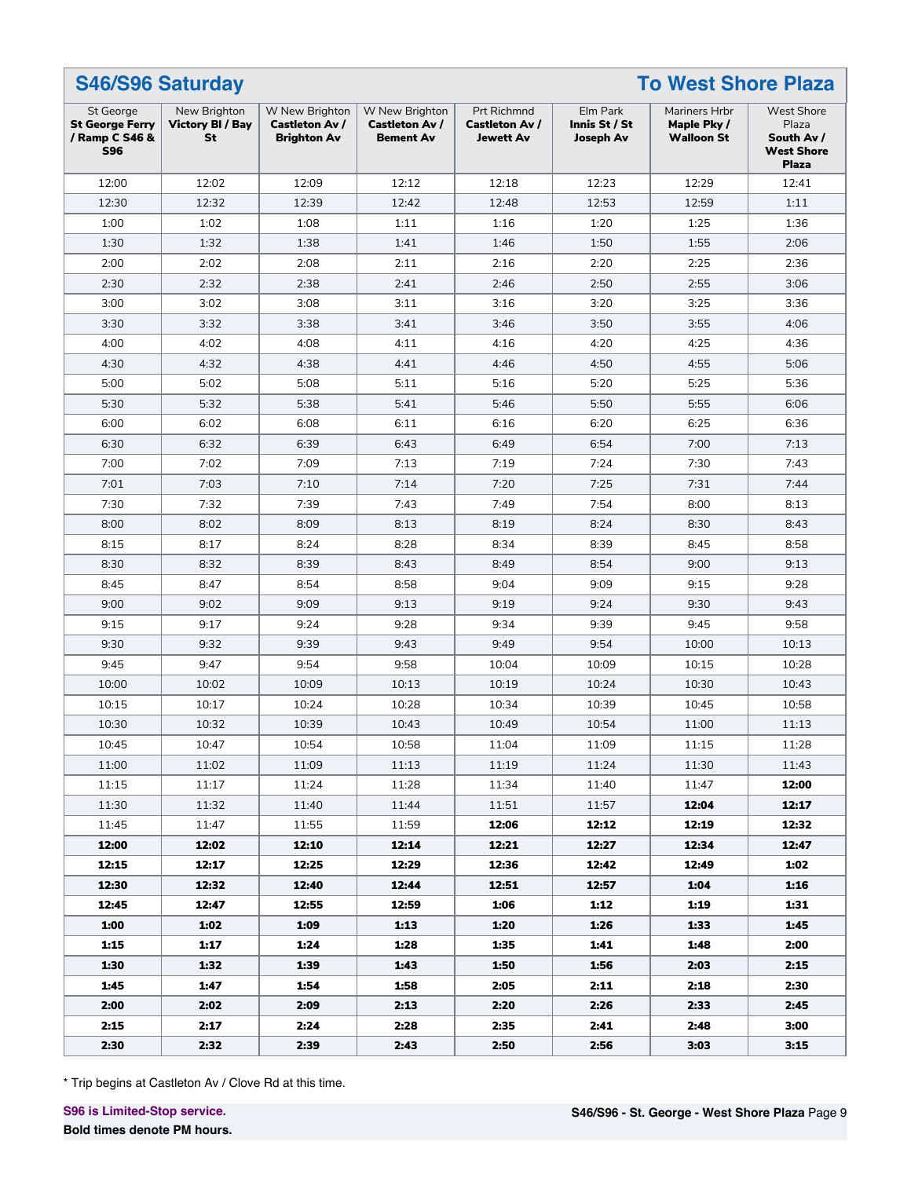## S46/S96 Saturday — To West Shore Plaza

| St George **St George Ferry / Ramp C S46 & S96** | New Brighton **Victory Bl / Bay St** | W New Brighton **Castleton Av / Brighton Av** | W New Brighton **Castleton Av / Bement Av** | Prt Richmnd **Castleton Av / Jewett Av** | Elm Park **Innis St / St Joseph Av** | Mariners Hrbr **Maple Pky / Walloon St** | West Shore Plaza **South Av / West Shore Plaza** |
|---|---|---|---|---|---|---|---|
| 12:00 | 12:02 | 12:09 | 12:12 | 12:18 | 12:23 | 12:29 | 12:41 |
| 12:30 | 12:32 | 12:39 | 12:42 | 12:48 | 12:53 | 12:59 | 1:11 |
| 1:00 | 1:02 | 1:08 | 1:11 | 1:16 | 1:20 | 1:25 | 1:36 |
| 1:30 | 1:32 | 1:38 | 1:41 | 1:46 | 1:50 | 1:55 | 2:06 |
| 2:00 | 2:02 | 2:08 | 2:11 | 2:16 | 2:20 | 2:25 | 2:36 |
| 2:30 | 2:32 | 2:38 | 2:41 | 2:46 | 2:50 | 2:55 | 3:06 |
| 3:00 | 3:02 | 3:08 | 3:11 | 3:16 | 3:20 | 3:25 | 3:36 |
| 3:30 | 3:32 | 3:38 | 3:41 | 3:46 | 3:50 | 3:55 | 4:06 |
| 4:00 | 4:02 | 4:08 | 4:11 | 4:16 | 4:20 | 4:25 | 4:36 |
| 4:30 | 4:32 | 4:38 | 4:41 | 4:46 | 4:50 | 4:55 | 5:06 |
| 5:00 | 5:02 | 5:08 | 5:11 | 5:16 | 5:20 | 5:25 | 5:36 |
| 5:30 | 5:32 | 5:38 | 5:41 | 5:46 | 5:50 | 5:55 | 6:06 |
| 6:00 | 6:02 | 6:08 | 6:11 | 6:16 | 6:20 | 6:25 | 6:36 |
| 6:30 | 6:32 | 6:39 | 6:43 | 6:49 | 6:54 | 7:00 | 7:13 |
| 7:00 | 7:02 | 7:09 | 7:13 | 7:19 | 7:24 | 7:30 | 7:43 |
| 7:01 | 7:03 | 7:10 | 7:14 | 7:20 | 7:25 | 7:31 | 7:44 |
| 7:30 | 7:32 | 7:39 | 7:43 | 7:49 | 7:54 | 8:00 | 8:13 |
| 8:00 | 8:02 | 8:09 | 8:13 | 8:19 | 8:24 | 8:30 | 8:43 |
| 8:15 | 8:17 | 8:24 | 8:28 | 8:34 | 8:39 | 8:45 | 8:58 |
| 8:30 | 8:32 | 8:39 | 8:43 | 8:49 | 8:54 | 9:00 | 9:13 |
| 8:45 | 8:47 | 8:54 | 8:58 | 9:04 | 9:09 | 9:15 | 9:28 |
| 9:00 | 9:02 | 9:09 | 9:13 | 9:19 | 9:24 | 9:30 | 9:43 |
| 9:15 | 9:17 | 9:24 | 9:28 | 9:34 | 9:39 | 9:45 | 9:58 |
| 9:30 | 9:32 | 9:39 | 9:43 | 9:49 | 9:54 | 10:00 | 10:13 |
| 9:45 | 9:47 | 9:54 | 9:58 | 10:04 | 10:09 | 10:15 | 10:28 |
| 10:00 | 10:02 | 10:09 | 10:13 | 10:19 | 10:24 | 10:30 | 10:43 |
| 10:15 | 10:17 | 10:24 | 10:28 | 10:34 | 10:39 | 10:45 | 10:58 |
| 10:30 | 10:32 | 10:39 | 10:43 | 10:49 | 10:54 | 11:00 | 11:13 |
| 10:45 | 10:47 | 10:54 | 10:58 | 11:04 | 11:09 | 11:15 | 11:28 |
| 11:00 | 11:02 | 11:09 | 11:13 | 11:19 | 11:24 | 11:30 | 11:43 |
| 11:15 | 11:17 | 11:24 | 11:28 | 11:34 | 11:40 | 11:47 | **12:00** |
| 11:30 | 11:32 | 11:40 | 11:44 | 11:51 | 11:57 | **12:04** | **12:17** |
| 11:45 | 11:47 | 11:55 | 11:59 | **12:06** | **12:12** | **12:19** | **12:32** |
| **12:00** | **12:02** | **12:10** | **12:14** | **12:21** | **12:27** | **12:34** | **12:47** |
| **12:15** | **12:17** | **12:25** | **12:29** | **12:36** | **12:42** | **12:49** | **1:02** |
| **12:30** | **12:32** | **12:40** | **12:44** | **12:51** | **12:57** | **1:04** | **1:16** |
| **12:45** | **12:47** | **12:55** | **12:59** | **1:06** | **1:12** | **1:19** | **1:31** |
| **1:00** | **1:02** | **1:09** | **1:13** | **1:20** | **1:26** | **1:33** | **1:45** |
| **1:15** | **1:17** | **1:24** | **1:28** | **1:35** | **1:41** | **1:48** | **2:00** |
| **1:30** | **1:32** | **1:39** | **1:43** | **1:50** | **1:56** | **2:03** | **2:15** |
| **1:45** | **1:47** | **1:54** | **1:58** | **2:05** | **2:11** | **2:18** | **2:30** |
| **2:00** | **2:02** | **2:09** | **2:13** | **2:20** | **2:26** | **2:33** | **2:45** |
| **2:15** | **2:17** | **2:24** | **2:28** | **2:35** | **2:41** | **2:48** | **3:00** |
| **2:30** | **2:32** | **2:39** | **2:43** | **2:50** | **2:56** | **3:03** | **3:15** |

* Trip begins at Castleton Av / Clove Rd at this time.

**S96 is Limited-Stop service.**

**Bold times denote PM hours.**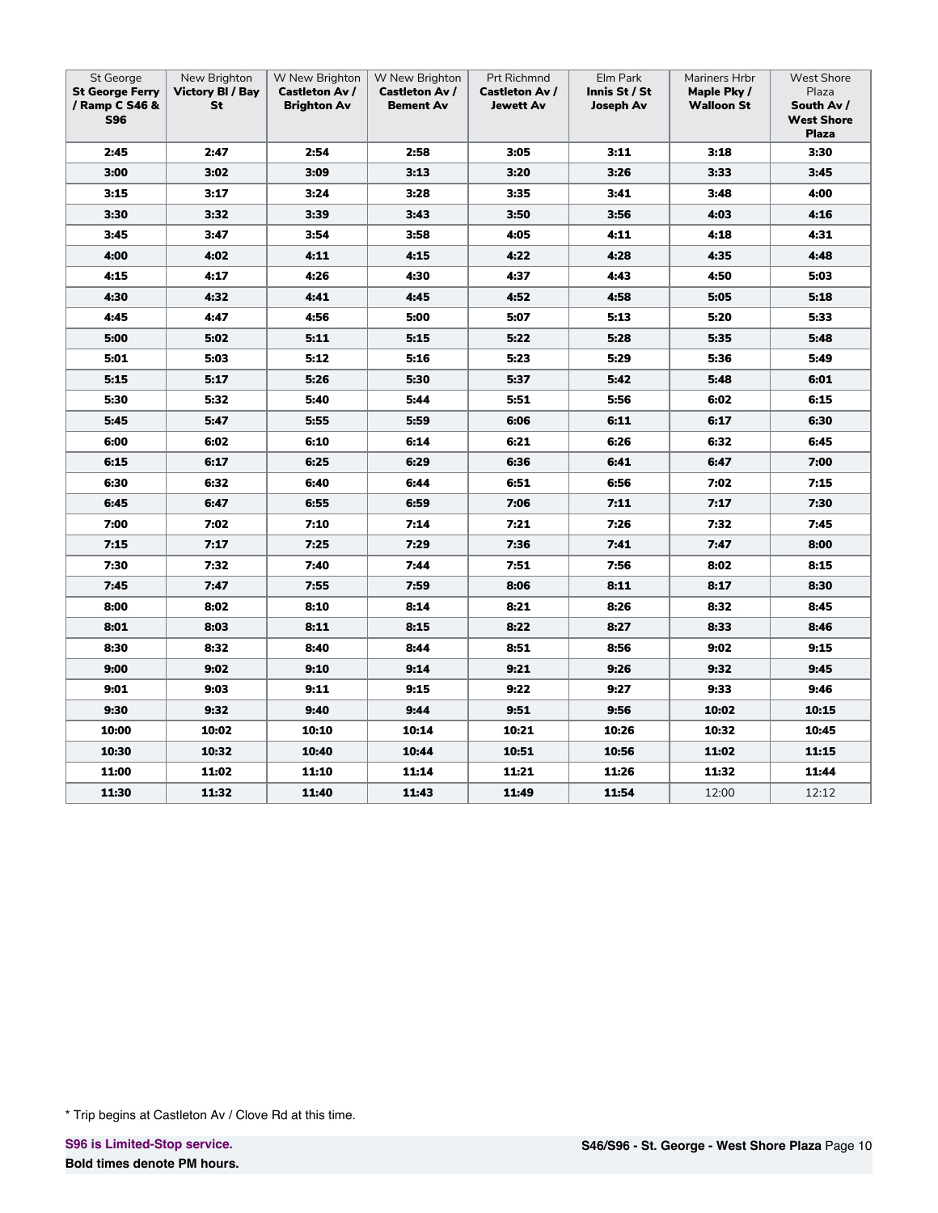| St George **St George Ferry / Ramp C S46 & S96** | New Brighton **Victory Bl / Bay St** | W New Brighton **Castleton Av / Brighton Av** | W New Brighton **Castleton Av / Bement Av** | Prt Richmnd **Castleton Av / Jewett Av** | Elm Park **Innis St / St Joseph Av** | Mariners Hrbr **Maple Pky / Walloon St** | West Shore Plaza **South Av / West Shore Plaza** |
|---|---|---|---|---|---|---|---|
| **2:45** | **2:47** | **2:54** | **2:58** | **3:05** | **3:11** | **3:18** | **3:30** |
| **3:00** | **3:02** | **3:09** | **3:13** | **3:20** | **3:26** | **3:33** | **3:45** |
| **3:15** | **3:17** | **3:24** | **3:28** | **3:35** | **3:41** | **3:48** | **4:00** |
| **3:30** | **3:32** | **3:39** | **3:43** | **3:50** | **3:56** | **4:03** | **4:16** |
| **3:45** | **3:47** | **3:54** | **3:58** | **4:05** | **4:11** | **4:18** | **4:31** |
| **4:00** | **4:02** | **4:11** | **4:15** | **4:22** | **4:28** | **4:35** | **4:48** |
| **4:15** | **4:17** | **4:26** | **4:30** | **4:37** | **4:43** | **4:50** | **5:03** |
| **4:30** | **4:32** | **4:41** | **4:45** | **4:52** | **4:58** | **5:05** | **5:18** |
| **4:45** | **4:47** | **4:56** | **5:00** | **5:07** | **5:13** | **5:20** | **5:33** |
| **5:00** | **5:02** | **5:11** | **5:15** | **5:22** | **5:28** | **5:35** | **5:48** |
| **5:01** | **5:03** | **5:12** | **5:16** | **5:23** | **5:29** | **5:36** | **5:49** |
| **5:15** | **5:17** | **5:26** | **5:30** | **5:37** | **5:42** | **5:48** | **6:01** |
| **5:30** | **5:32** | **5:40** | **5:44** | **5:51** | **5:56** | **6:02** | **6:15** |
| **5:45** | **5:47** | **5:55** | **5:59** | **6:06** | **6:11** | **6:17** | **6:30** |
| **6:00** | **6:02** | **6:10** | **6:14** | **6:21** | **6:26** | **6:32** | **6:45** |
| **6:15** | **6:17** | **6:25** | **6:29** | **6:36** | **6:41** | **6:47** | **7:00** |
| **6:30** | **6:32** | **6:40** | **6:44** | **6:51** | **6:56** | **7:02** | **7:15** |
| **6:45** | **6:47** | **6:55** | **6:59** | **7:06** | **7:11** | **7:17** | **7:30** |
| **7:00** | **7:02** | **7:10** | **7:14** | **7:21** | **7:26** | **7:32** | **7:45** |
| **7:15** | **7:17** | **7:25** | **7:29** | **7:36** | **7:41** | **7:47** | **8:00** |
| **7:30** | **7:32** | **7:40** | **7:44** | **7:51** | **7:56** | **8:02** | **8:15** |
| **7:45** | **7:47** | **7:55** | **7:59** | **8:06** | **8:11** | **8:17** | **8:30** |
| **8:00** | **8:02** | **8:10** | **8:14** | **8:21** | **8:26** | **8:32** | **8:45** |
| **8:01** | **8:03** | **8:11** | **8:15** | **8:22** | **8:27** | **8:33** | **8:46** |
| **8:30** | **8:32** | **8:40** | **8:44** | **8:51** | **8:56** | **9:02** | **9:15** |
| **9:00** | **9:02** | **9:10** | **9:14** | **9:21** | **9:26** | **9:32** | **9:45** |
| **9:01** | **9:03** | **9:11** | **9:15** | **9:22** | **9:27** | **9:33** | **9:46** |
| **9:30** | **9:32** | **9:40** | **9:44** | **9:51** | **9:56** | **10:02** | **10:15** |
| **10:00** | **10:02** | **10:10** | **10:14** | **10:21** | **10:26** | **10:32** | **10:45** |
| **10:30** | **10:32** | **10:40** | **10:44** | **10:51** | **10:56** | **11:02** | **11:15** |
| **11:00** | **11:02** | **11:10** | **11:14** | **11:21** | **11:26** | **11:32** | **11:44** |
| **11:30** | **11:32** | **11:40** | **11:43** | **11:49** | **11:54** | 12:00 | 12:12 |

* Trip begins at Castleton Av / Clove Rd at this time.

**S96 is Limited-Stop service.**

**Bold times denote PM hours.**

**S46/S96 - St. George - West Shore Plaza**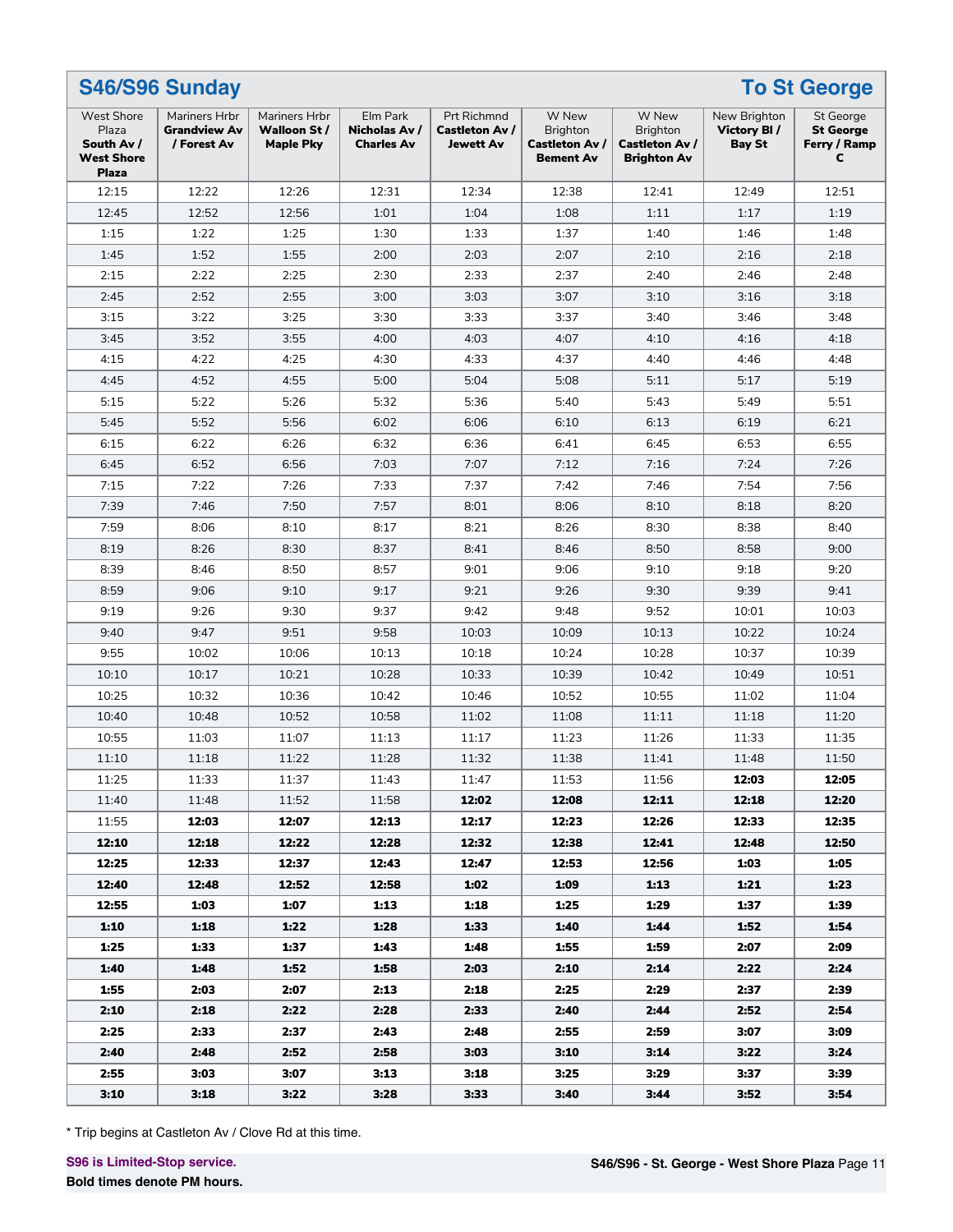## S46/S96 Sunday — To St George

| West Shore Plaza **South Av / West Shore Plaza** | Mariners Hrbr **Grandview Av / Forest Av** | Mariners Hrbr **Walloon St / Maple Pky** | Elm Park **Nicholas Av / Charles Av** | Prt Richmnd **Castleton Av / Jewett Av** | W New Brighton **Castleton Av / Bement Av** | W New Brighton **Castleton Av / Brighton Av** | New Brighton **Victory Bl / Bay St** | St George **St George Ferry / Ramp C** |
|---|---|---|---|---|---|---|---|---|
| 12:15 | 12:22 | 12:26 | 12:31 | 12:34 | 12:38 | 12:41 | 12:49 | 12:51 |
| 12:45 | 12:52 | 12:56 | 1:01 | 1:04 | 1:08 | 1:11 | 1:17 | 1:19 |
| 1:15 | 1:22 | 1:25 | 1:30 | 1:33 | 1:37 | 1:40 | 1:46 | 1:48 |
| 1:45 | 1:52 | 1:55 | 2:00 | 2:03 | 2:07 | 2:10 | 2:16 | 2:18 |
| 2:15 | 2:22 | 2:25 | 2:30 | 2:33 | 2:37 | 2:40 | 2:46 | 2:48 |
| 2:45 | 2:52 | 2:55 | 3:00 | 3:03 | 3:07 | 3:10 | 3:16 | 3:18 |
| 3:15 | 3:22 | 3:25 | 3:30 | 3:33 | 3:37 | 3:40 | 3:46 | 3:48 |
| 3:45 | 3:52 | 3:55 | 4:00 | 4:03 | 4:07 | 4:10 | 4:16 | 4:18 |
| 4:15 | 4:22 | 4:25 | 4:30 | 4:33 | 4:37 | 4:40 | 4:46 | 4:48 |
| 4:45 | 4:52 | 4:55 | 5:00 | 5:04 | 5:08 | 5:11 | 5:17 | 5:19 |
| 5:15 | 5:22 | 5:26 | 5:32 | 5:36 | 5:40 | 5:43 | 5:49 | 5:51 |
| 5:45 | 5:52 | 5:56 | 6:02 | 6:06 | 6:10 | 6:13 | 6:19 | 6:21 |
| 6:15 | 6:22 | 6:26 | 6:32 | 6:36 | 6:41 | 6:45 | 6:53 | 6:55 |
| 6:45 | 6:52 | 6:56 | 7:03 | 7:07 | 7:12 | 7:16 | 7:24 | 7:26 |
| 7:15 | 7:22 | 7:26 | 7:33 | 7:37 | 7:42 | 7:46 | 7:54 | 7:56 |
| 7:39 | 7:46 | 7:50 | 7:57 | 8:01 | 8:06 | 8:10 | 8:18 | 8:20 |
| 7:59 | 8:06 | 8:10 | 8:17 | 8:21 | 8:26 | 8:30 | 8:38 | 8:40 |
| 8:19 | 8:26 | 8:30 | 8:37 | 8:41 | 8:46 | 8:50 | 8:58 | 9:00 |
| 8:39 | 8:46 | 8:50 | 8:57 | 9:01 | 9:06 | 9:10 | 9:18 | 9:20 |
| 8:59 | 9:06 | 9:10 | 9:17 | 9:21 | 9:26 | 9:30 | 9:39 | 9:41 |
| 9:19 | 9:26 | 9:30 | 9:37 | 9:42 | 9:48 | 9:52 | 10:01 | 10:03 |
| 9:40 | 9:47 | 9:51 | 9:58 | 10:03 | 10:09 | 10:13 | 10:22 | 10:24 |
| 9:55 | 10:02 | 10:06 | 10:13 | 10:18 | 10:24 | 10:28 | 10:37 | 10:39 |
| 10:10 | 10:17 | 10:21 | 10:28 | 10:33 | 10:39 | 10:42 | 10:49 | 10:51 |
| 10:25 | 10:32 | 10:36 | 10:42 | 10:46 | 10:52 | 10:55 | 11:02 | 11:04 |
| 10:40 | 10:48 | 10:52 | 10:58 | 11:02 | 11:08 | 11:11 | 11:18 | 11:20 |
| 10:55 | 11:03 | 11:07 | 11:13 | 11:17 | 11:23 | 11:26 | 11:33 | 11:35 |
| 11:10 | 11:18 | 11:22 | 11:28 | 11:32 | 11:38 | 11:41 | 11:48 | 11:50 |
| 11:25 | 11:33 | 11:37 | 11:43 | 11:47 | 11:53 | 11:56 | **12:03** | **12:05** |
| 11:40 | 11:48 | 11:52 | 11:58 | **12:02** | **12:08** | **12:11** | **12:18** | **12:20** |
| 11:55 | **12:03** | **12:07** | **12:13** | **12:17** | **12:23** | **12:26** | **12:33** | **12:35** |
| **12:10** | **12:18** | **12:22** | **12:28** | **12:32** | **12:38** | **12:41** | **12:48** | **12:50** |
| **12:25** | **12:33** | **12:37** | **12:43** | **12:47** | **12:53** | **12:56** | **1:03** | **1:05** |
| **12:40** | **12:48** | **12:52** | **12:58** | **1:02** | **1:09** | **1:13** | **1:21** | **1:23** |
| **12:55** | **1:03** | **1:07** | **1:13** | **1:18** | **1:25** | **1:29** | **1:37** | **1:39** |
| **1:10** | **1:18** | **1:22** | **1:28** | **1:33** | **1:40** | **1:44** | **1:52** | **1:54** |
| **1:25** | **1:33** | **1:37** | **1:43** | **1:48** | **1:55** | **1:59** | **2:07** | **2:09** |
| **1:40** | **1:48** | **1:52** | **1:58** | **2:03** | **2:10** | **2:14** | **2:22** | **2:24** |
| **1:55** | **2:03** | **2:07** | **2:13** | **2:18** | **2:25** | **2:29** | **2:37** | **2:39** |
| **2:10** | **2:18** | **2:22** | **2:28** | **2:33** | **2:40** | **2:44** | **2:52** | **2:54** |
| **2:25** | **2:33** | **2:37** | **2:43** | **2:48** | **2:55** | **2:59** | **3:07** | **3:09** |
| **2:40** | **2:48** | **2:52** | **2:58** | **3:03** | **3:10** | **3:14** | **3:22** | **3:24** |
| **2:55** | **3:03** | **3:07** | **3:13** | **3:18** | **3:25** | **3:29** | **3:37** | **3:39** |
| **3:10** | **3:18** | **3:22** | **3:28** | **3:33** | **3:40** | **3:44** | **3:52** | **3:54** |

* Trip begins at Castleton Av / Clove Rd at this time.

**S96 is Limited-Stop service.**

**Bold times denote PM hours.**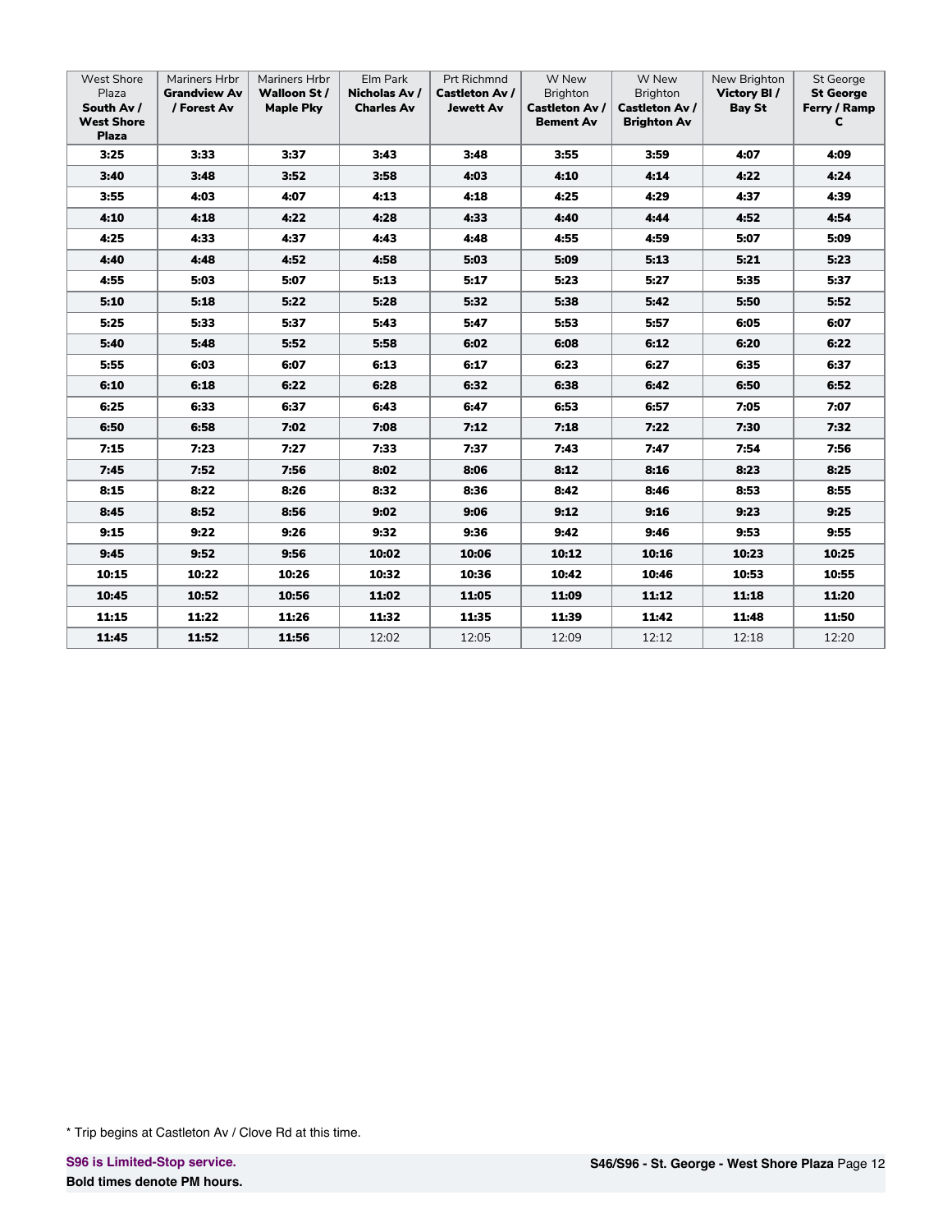| West Shore Plaza **South Av / West Shore Plaza** | Mariners Hrbr **Grandview Av / Forest Av** | Mariners Hrbr **Walloon St / Maple Pky** | Elm Park **Nicholas Av / Charles Av** | Prt Richmnd **Castleton Av / Jewett Av** | W New Brighton **Castleton Av / Bement Av** | W New Brighton **Castleton Av / Brighton Av** | New Brighton **Victory Bl / Bay St** | St George **St George Ferry / Ramp C** |
|---|---|---|---|---|---|---|---|---|
| **3:25** | **3:33** | **3:37** | **3:43** | **3:48** | **3:55** | **3:59** | **4:07** | **4:09** |
| **3:40** | **3:48** | **3:52** | **3:58** | **4:03** | **4:10** | **4:14** | **4:22** | **4:24** |
| **3:55** | **4:03** | **4:07** | **4:13** | **4:18** | **4:25** | **4:29** | **4:37** | **4:39** |
| **4:10** | **4:18** | **4:22** | **4:28** | **4:33** | **4:40** | **4:44** | **4:52** | **4:54** |
| **4:25** | **4:33** | **4:37** | **4:43** | **4:48** | **4:55** | **4:59** | **5:07** | **5:09** |
| **4:40** | **4:48** | **4:52** | **4:58** | **5:03** | **5:09** | **5:13** | **5:21** | **5:23** |
| **4:55** | **5:03** | **5:07** | **5:13** | **5:17** | **5:23** | **5:27** | **5:35** | **5:37** |
| **5:10** | **5:18** | **5:22** | **5:28** | **5:32** | **5:38** | **5:42** | **5:50** | **5:52** |
| **5:25** | **5:33** | **5:37** | **5:43** | **5:47** | **5:53** | **5:57** | **6:05** | **6:07** |
| **5:40** | **5:48** | **5:52** | **5:58** | **6:02** | **6:08** | **6:12** | **6:20** | **6:22** |
| **5:55** | **6:03** | **6:07** | **6:13** | **6:17** | **6:23** | **6:27** | **6:35** | **6:37** |
| **6:10** | **6:18** | **6:22** | **6:28** | **6:32** | **6:38** | **6:42** | **6:50** | **6:52** |
| **6:25** | **6:33** | **6:37** | **6:43** | **6:47** | **6:53** | **6:57** | **7:05** | **7:07** |
| **6:50** | **6:58** | **7:02** | **7:08** | **7:12** | **7:18** | **7:22** | **7:30** | **7:32** |
| **7:15** | **7:23** | **7:27** | **7:33** | **7:37** | **7:43** | **7:47** | **7:54** | **7:56** |
| **7:45** | **7:52** | **7:56** | **8:02** | **8:06** | **8:12** | **8:16** | **8:23** | **8:25** |
| **8:15** | **8:22** | **8:26** | **8:32** | **8:36** | **8:42** | **8:46** | **8:53** | **8:55** |
| **8:45** | **8:52** | **8:56** | **9:02** | **9:06** | **9:12** | **9:16** | **9:23** | **9:25** |
| **9:15** | **9:22** | **9:26** | **9:32** | **9:36** | **9:42** | **9:46** | **9:53** | **9:55** |
| **9:45** | **9:52** | **9:56** | **10:02** | **10:06** | **10:12** | **10:16** | **10:23** | **10:25** |
| **10:15** | **10:22** | **10:26** | **10:32** | **10:36** | **10:42** | **10:46** | **10:53** | **10:55** |
| **10:45** | **10:52** | **10:56** | **11:02** | **11:05** | **11:09** | **11:12** | **11:18** | **11:20** |
| **11:15** | **11:22** | **11:26** | **11:32** | **11:35** | **11:39** | **11:42** | **11:48** | **11:50** |
| **11:45** | **11:52** | **11:56** | 12:02 | 12:05 | 12:09 | 12:12 | 12:18 | 12:20 |

* Trip begins at Castleton Av / Clove Rd at this time.

**S96 is Limited-Stop service.**

**Bold times denote PM hours.**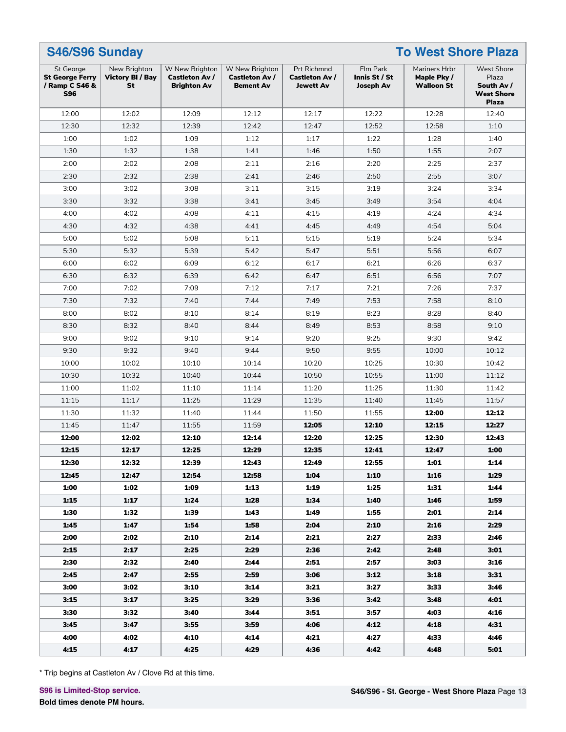## S46/S96 Sunday — To West Shore Plaza

| St George **St George Ferry / Ramp C S46 & S96** | New Brighton **Victory Bl / Bay St** | W New Brighton **Castleton Av / Brighton Av** | W New Brighton **Castleton Av / Bement Av** | Prt Richmnd **Castleton Av / Jewett Av** | Elm Park **Innis St / St Joseph Av** | Mariners Hrbr **Maple Pky / Walloon St** | West Shore Plaza **South Av / West Shore Plaza** |
|---|---|---|---|---|---|---|---|
| 12:00 | 12:02 | 12:09 | 12:12 | 12:17 | 12:22 | 12:28 | 12:40 |
| 12:30 | 12:32 | 12:39 | 12:42 | 12:47 | 12:52 | 12:58 | 1:10 |
| 1:00 | 1:02 | 1:09 | 1:12 | 1:17 | 1:22 | 1:28 | 1:40 |
| 1:30 | 1:32 | 1:38 | 1:41 | 1:46 | 1:50 | 1:55 | 2:07 |
| 2:00 | 2:02 | 2:08 | 2:11 | 2:16 | 2:20 | 2:25 | 2:37 |
| 2:30 | 2:32 | 2:38 | 2:41 | 2:46 | 2:50 | 2:55 | 3:07 |
| 3:00 | 3:02 | 3:08 | 3:11 | 3:15 | 3:19 | 3:24 | 3:34 |
| 3:30 | 3:32 | 3:38 | 3:41 | 3:45 | 3:49 | 3:54 | 4:04 |
| 4:00 | 4:02 | 4:08 | 4:11 | 4:15 | 4:19 | 4:24 | 4:34 |
| 4:30 | 4:32 | 4:38 | 4:41 | 4:45 | 4:49 | 4:54 | 5:04 |
| 5:00 | 5:02 | 5:08 | 5:11 | 5:15 | 5:19 | 5:24 | 5:34 |
| 5:30 | 5:32 | 5:39 | 5:42 | 5:47 | 5:51 | 5:56 | 6:07 |
| 6:00 | 6:02 | 6:09 | 6:12 | 6:17 | 6:21 | 6:26 | 6:37 |
| 6:30 | 6:32 | 6:39 | 6:42 | 6:47 | 6:51 | 6:56 | 7:07 |
| 7:00 | 7:02 | 7:09 | 7:12 | 7:17 | 7:21 | 7:26 | 7:37 |
| 7:30 | 7:32 | 7:40 | 7:44 | 7:49 | 7:53 | 7:58 | 8:10 |
| 8:00 | 8:02 | 8:10 | 8:14 | 8:19 | 8:23 | 8:28 | 8:40 |
| 8:30 | 8:32 | 8:40 | 8:44 | 8:49 | 8:53 | 8:58 | 9:10 |
| 9:00 | 9:02 | 9:10 | 9:14 | 9:20 | 9:25 | 9:30 | 9:42 |
| 9:30 | 9:32 | 9:40 | 9:44 | 9:50 | 9:55 | 10:00 | 10:12 |
| 10:00 | 10:02 | 10:10 | 10:14 | 10:20 | 10:25 | 10:30 | 10:42 |
| 10:30 | 10:32 | 10:40 | 10:44 | 10:50 | 10:55 | 11:00 | 11:12 |
| 11:00 | 11:02 | 11:10 | 11:14 | 11:20 | 11:25 | 11:30 | 11:42 |
| 11:15 | 11:17 | 11:25 | 11:29 | 11:35 | 11:40 | 11:45 | 11:57 |
| 11:30 | 11:32 | 11:40 | 11:44 | 11:50 | 11:55 | **12:00** | **12:12** |
| 11:45 | 11:47 | 11:55 | 11:59 | **12:05** | **12:10** | **12:15** | **12:27** |
| **12:00** | **12:02** | **12:10** | **12:14** | **12:20** | **12:25** | **12:30** | **12:43** |
| **12:15** | **12:17** | **12:25** | **12:29** | **12:35** | **12:41** | **12:47** | **1:00** |
| **12:30** | **12:32** | **12:39** | **12:43** | **12:49** | **12:55** | **1:01** | **1:14** |
| **12:45** | **12:47** | **12:54** | **12:58** | **1:04** | **1:10** | **1:16** | **1:29** |
| **1:00** | **1:02** | **1:09** | **1:13** | **1:19** | **1:25** | **1:31** | **1:44** |
| **1:15** | **1:17** | **1:24** | **1:28** | **1:34** | **1:40** | **1:46** | **1:59** |
| **1:30** | **1:32** | **1:39** | **1:43** | **1:49** | **1:55** | **2:01** | **2:14** |
| **1:45** | **1:47** | **1:54** | **1:58** | **2:04** | **2:10** | **2:16** | **2:29** |
| **2:00** | **2:02** | **2:10** | **2:14** | **2:21** | **2:27** | **2:33** | **2:46** |
| **2:15** | **2:17** | **2:25** | **2:29** | **2:36** | **2:42** | **2:48** | **3:01** |
| **2:30** | **2:32** | **2:40** | **2:44** | **2:51** | **2:57** | **3:03** | **3:16** |
| **2:45** | **2:47** | **2:55** | **2:59** | **3:06** | **3:12** | **3:18** | **3:31** |
| **3:00** | **3:02** | **3:10** | **3:14** | **3:21** | **3:27** | **3:33** | **3:46** |
| **3:15** | **3:17** | **3:25** | **3:29** | **3:36** | **3:42** | **3:48** | **4:01** |
| **3:30** | **3:32** | **3:40** | **3:44** | **3:51** | **3:57** | **4:03** | **4:16** |
| **3:45** | **3:47** | **3:55** | **3:59** | **4:06** | **4:12** | **4:18** | **4:31** |
| **4:00** | **4:02** | **4:10** | **4:14** | **4:21** | **4:27** | **4:33** | **4:46** |
| **4:15** | **4:17** | **4:25** | **4:29** | **4:36** | **4:42** | **4:48** | **5:01** |

* Trip begins at Castleton Av / Clove Rd at this time.

**S96 is Limited-Stop service.**

**Bold times denote PM hours.**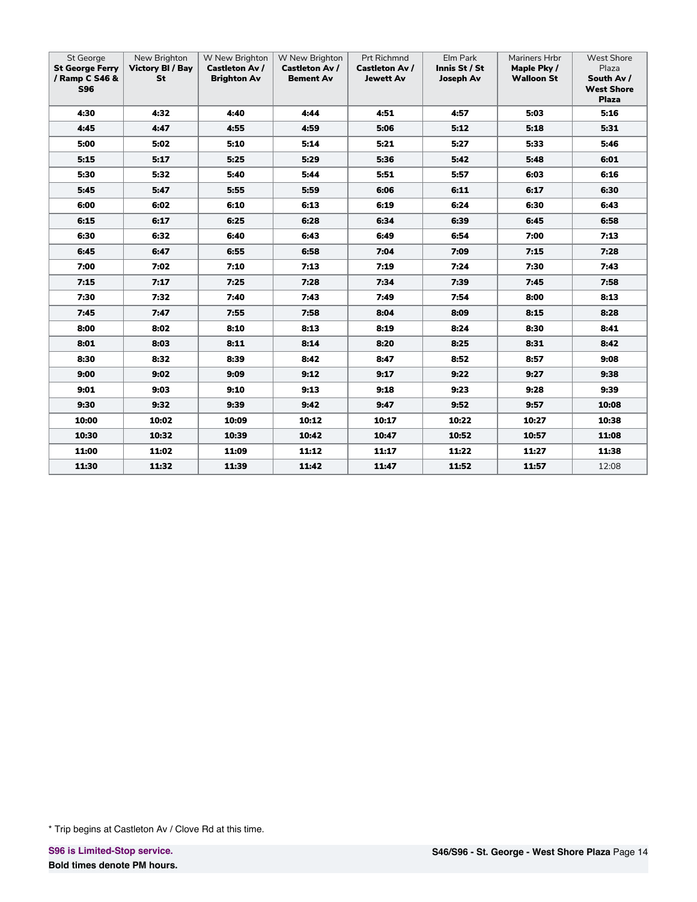| St George **St George Ferry / Ramp C S46 & S96** | New Brighton **Victory Bl / Bay St** | W New Brighton **Castleton Av / Brighton Av** | W New Brighton **Castleton Av / Bement Av** | Prt Richmnd **Castleton Av / Jewett Av** | Elm Park **Innis St / St Joseph Av** | Mariners Hrbr **Maple Pky / Walloon St** | West Shore Plaza **South Av / West Shore Plaza** |
|---|---|---|---|---|---|---|---|
| **4:30** | **4:32** | **4:40** | **4:44** | **4:51** | **4:57** | **5:03** | **5:16** |
| **4:45** | **4:47** | **4:55** | **4:59** | **5:06** | **5:12** | **5:18** | **5:31** |
| **5:00** | **5:02** | **5:10** | **5:14** | **5:21** | **5:27** | **5:33** | **5:46** |
| **5:15** | **5:17** | **5:25** | **5:29** | **5:36** | **5:42** | **5:48** | **6:01** |
| **5:30** | **5:32** | **5:40** | **5:44** | **5:51** | **5:57** | **6:03** | **6:16** |
| **5:45** | **5:47** | **5:55** | **5:59** | **6:06** | **6:11** | **6:17** | **6:30** |
| **6:00** | **6:02** | **6:10** | **6:13** | **6:19** | **6:24** | **6:30** | **6:43** |
| **6:15** | **6:17** | **6:25** | **6:28** | **6:34** | **6:39** | **6:45** | **6:58** |
| **6:30** | **6:32** | **6:40** | **6:43** | **6:49** | **6:54** | **7:00** | **7:13** |
| **6:45** | **6:47** | **6:55** | **6:58** | **7:04** | **7:09** | **7:15** | **7:28** |
| **7:00** | **7:02** | **7:10** | **7:13** | **7:19** | **7:24** | **7:30** | **7:43** |
| **7:15** | **7:17** | **7:25** | **7:28** | **7:34** | **7:39** | **7:45** | **7:58** |
| **7:30** | **7:32** | **7:40** | **7:43** | **7:49** | **7:54** | **8:00** | **8:13** |
| **7:45** | **7:47** | **7:55** | **7:58** | **8:04** | **8:09** | **8:15** | **8:28** |
| **8:00** | **8:02** | **8:10** | **8:13** | **8:19** | **8:24** | **8:30** | **8:41** |
| **8:01** | **8:03** | **8:11** | **8:14** | **8:20** | **8:25** | **8:31** | **8:42** |
| **8:30** | **8:32** | **8:39** | **8:42** | **8:47** | **8:52** | **8:57** | **9:08** |
| **9:00** | **9:02** | **9:09** | **9:12** | **9:17** | **9:22** | **9:27** | **9:38** |
| **9:01** | **9:03** | **9:10** | **9:13** | **9:18** | **9:23** | **9:28** | **9:39** |
| **9:30** | **9:32** | **9:39** | **9:42** | **9:47** | **9:52** | **9:57** | **10:08** |
| **10:00** | **10:02** | **10:09** | **10:12** | **10:17** | **10:22** | **10:27** | **10:38** |
| **10:30** | **10:32** | **10:39** | **10:42** | **10:47** | **10:52** | **10:57** | **11:08** |
| **11:00** | **11:02** | **11:09** | **11:12** | **11:17** | **11:22** | **11:27** | **11:38** |
| **11:30** | **11:32** | **11:39** | **11:42** | **11:47** | **11:52** | **11:57** | 12:08 |

* Trip begins at Castleton Av / Clove Rd at this time.

**S96 is Limited-Stop service.**

**Bold times denote PM hours.**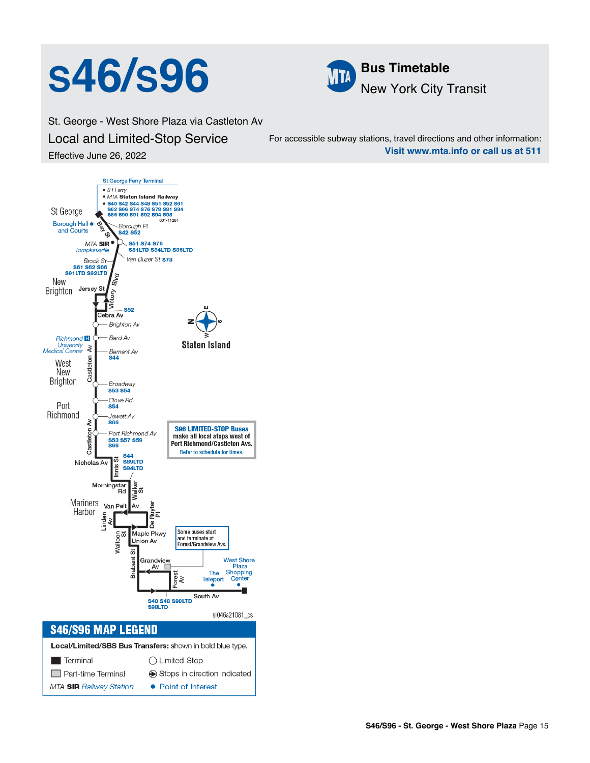# s46/s96

**Bus Timetable**
New York City Transit

St. George - West Shore Plaza via Castleton Av

Local and Limited-Stop Service

Effective June 26, 2022

For accessible subway stations, travel directions and other information:
**Visit www.mta.info or call us at 511**

St George Ferry Terminal
- S I Ferry
- MTA **Staten Island Railway**
- **S40 S42 S44 S48 S51 S52 S61 S62 S66 S74 S76 S78 S81 S84 S86 S90 S91 S92 S94 S98**

St George

Borough Hall and Courts

Bay St

Borough Pl **S42 S52**

**S51 S74 S76 S81LTD S84LTD S86LTD**

MTA **SIR** Tompkinsville

Van Duzer St **S78**

Brook St **S61 S62 S66 S91LTD S92LTD**

New Brighton

Jersey St

Victory Blvd

**S52**

Cebra Av

Brighton Av

Richmond University Medical Center

Bard Av

Castleton Av

Bement Av **S44**

West New Brighton

Broadway **S53 S54**

Clove Rd **S54**

Port Richmond

Jewett Av **S66**

Port Richmond Av **S53 S57 S59 S66**

**S96 LIMITED-STOP Buses** make all local stops west of Port Richmond/Castleton Avs. Refer to schedule for times.

Nicholas Av

Innis St **S44 S89LTD S94LTD**

Morningstar Rd

Walker St

Mariners Harbor

Van Pelt Av

De Ruyter Pl

Linden Av

Walloon St

Maple Pkwy

Union Av

Some buses start and terminate at Forest/Grandview Avs.

Brabant St

Grandview Av

Forest Av

West Shore Plaza Shopping Center

The Teleport

South Av

**S40 S48 S90LTD S98LTD**

Staten Island

## S46/S96 MAP LEGEND

**Local/Limited/SBS Bus Transfers:** shown in bold blue type.

- Terminal
- Part-time Terminal
- MTA **SIR** Railway Station
- Limited-Stop
- Stops in direction indicated
- Point of Interest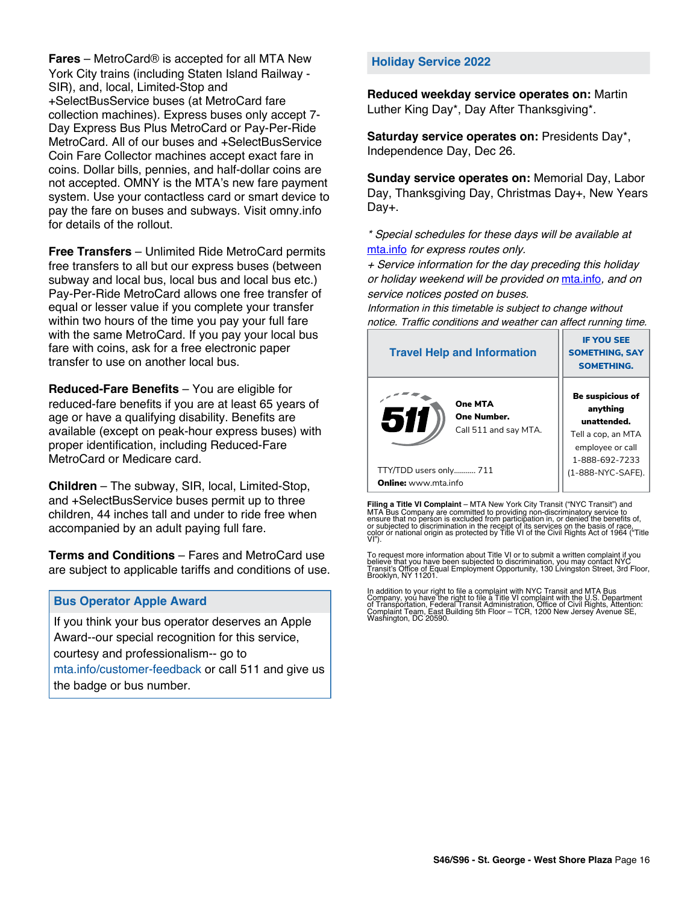**Fares** – MetroCard® is accepted for all MTA New York City trains (including Staten Island Railway - SIR), and, local, Limited-Stop and +SelectBusService buses (at MetroCard fare collection machines). Express buses only accept 7-Day Express Bus Plus MetroCard or Pay-Per-Ride MetroCard. All of our buses and +SelectBusService Coin Fare Collector machines accept exact fare in coins. Dollar bills, pennies, and half-dollar coins are not accepted. OMNY is the MTA's new fare payment system. Use your contactless card or smart device to pay the fare on buses and subways. Visit omny.info for details of the rollout.

**Free Transfers** – Unlimited Ride MetroCard permits free transfers to all but our express buses (between subway and local bus, local bus and local bus etc.) Pay-Per-Ride MetroCard allows one free transfer of equal or lesser value if you complete your transfer within two hours of the time you pay your full fare with the same MetroCard. If you pay your local bus fare with coins, ask for a free electronic paper transfer to use on another local bus.

**Reduced-Fare Benefits** – You are eligible for reduced-fare benefits if you are at least 65 years of age or have a qualifying disability. Benefits are available (except on peak-hour express buses) with proper identification, including Reduced-Fare MetroCard or Medicare card.

**Children** – The subway, SIR, local, Limited-Stop, and +SelectBusService buses permit up to three children, 44 inches tall and under to ride free when accompanied by an adult paying full fare.

**Terms and Conditions** – Fares and MetroCard use are subject to applicable tariffs and conditions of use.

## Bus Operator Apple Award

If you think your bus operator deserves an Apple Award--our special recognition for this service, courtesy and professionalism-- go to mta.info/customer-feedback or call 511 and give us the badge or bus number.

## Holiday Service 2022

**Reduced weekday service operates on:** Martin Luther King Day*, Day After Thanksgiving*.

**Saturday service operates on:** Presidents Day*, Independence Day, Dec 26.

**Sunday service operates on:** Memorial Day, Labor Day, Thanksgiving Day, Christmas Day+, New Years Day+.

*\* Special schedules for these days will be available at mta.info for express routes only.*
*+ Service information for the day preceding this holiday or holiday weekend will be provided on mta.info, and on service notices posted on buses.*
*Information in this timetable is subject to change without notice. Traffic conditions and weather can affect running time.*

| Travel Help and Information | IF YOU SEE SOMETHING, SAY SOMETHING. |
|---|---|
| 511 One MTA One Number. Call 511 and say MTA. TTY/TDD users only........... 711 **Online:** www.mta.info | **Be suspicious of anything unattended.** Tell a cop, an MTA employee or call 1-888-692-7233 (1-888-NYC-SAFE). |

**Filing a Title VI Complaint** – MTA New York City Transit ("NYC Transit") and MTA Bus Company are committed to providing non-discriminatory service to ensure that no person is excluded from participation in, or denied the benefits of, or subjected to discrimination in the receipt of its services on the basis of race, color or national origin as protected by Title VI of the Civil Rights Act of 1964 ("Title VI").

To request more information about Title VI or to submit a written complaint if you believe that you have been subjected to discrimination, you may contact NYC Transit's Office of Equal Employment Opportunity, 130 Livingston Street, 3rd Floor, Brooklyn, NY 11201.

In addition to your right to file a complaint with NYC Transit and MTA Bus Company, you have the right to file a Title VI complaint with the U.S. Department of Transportation, Federal Transit Administration, Office of Civil Rights, Attention: Complaint Team, East Building 5th Floor – TCR, 1200 New Jersey Avenue SE, Washington, DC 20590.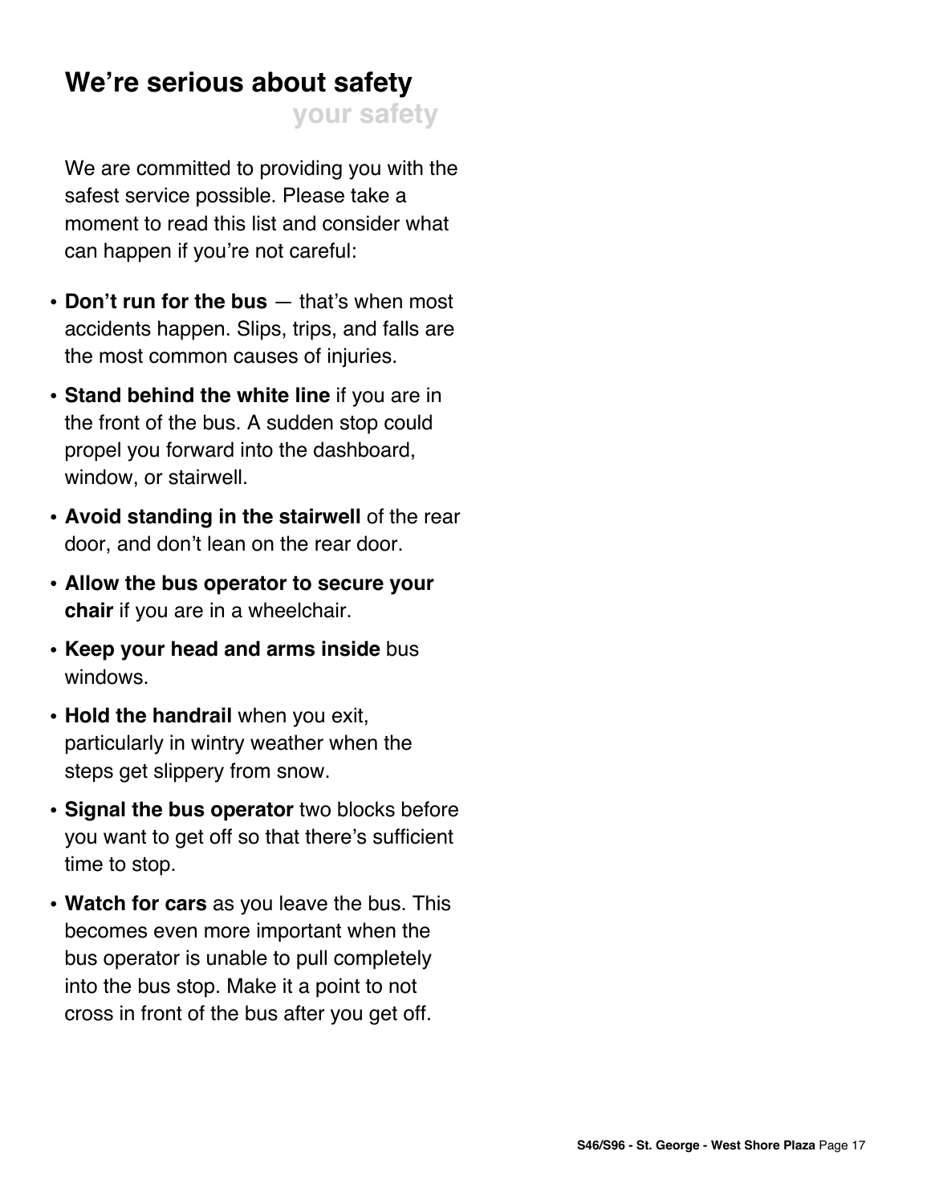## We're serious about safety

your safety

We are committed to providing you with the safest service possible. Please take a moment to read this list and consider what can happen if you're not careful:

- **Don't run for the bus** — that's when most accidents happen. Slips, trips, and falls are the most common causes of injuries.
- **Stand behind the white line** if you are in the front of the bus. A sudden stop could propel you forward into the dashboard, window, or stairwell.
- **Avoid standing in the stairwell** of the rear door, and don't lean on the rear door.
- **Allow the bus operator to secure your chair** if you are in a wheelchair.
- **Keep your head and arms inside** bus windows.
- **Hold the handrail** when you exit, particularly in wintry weather when the steps get slippery from snow.
- **Signal the bus operator** two blocks before you want to get off so that there's sufficient time to stop.
- **Watch for cars** as you leave the bus. This becomes even more important when the bus operator is unable to pull completely into the bus stop. Make it a point to not cross in front of the bus after you get off.